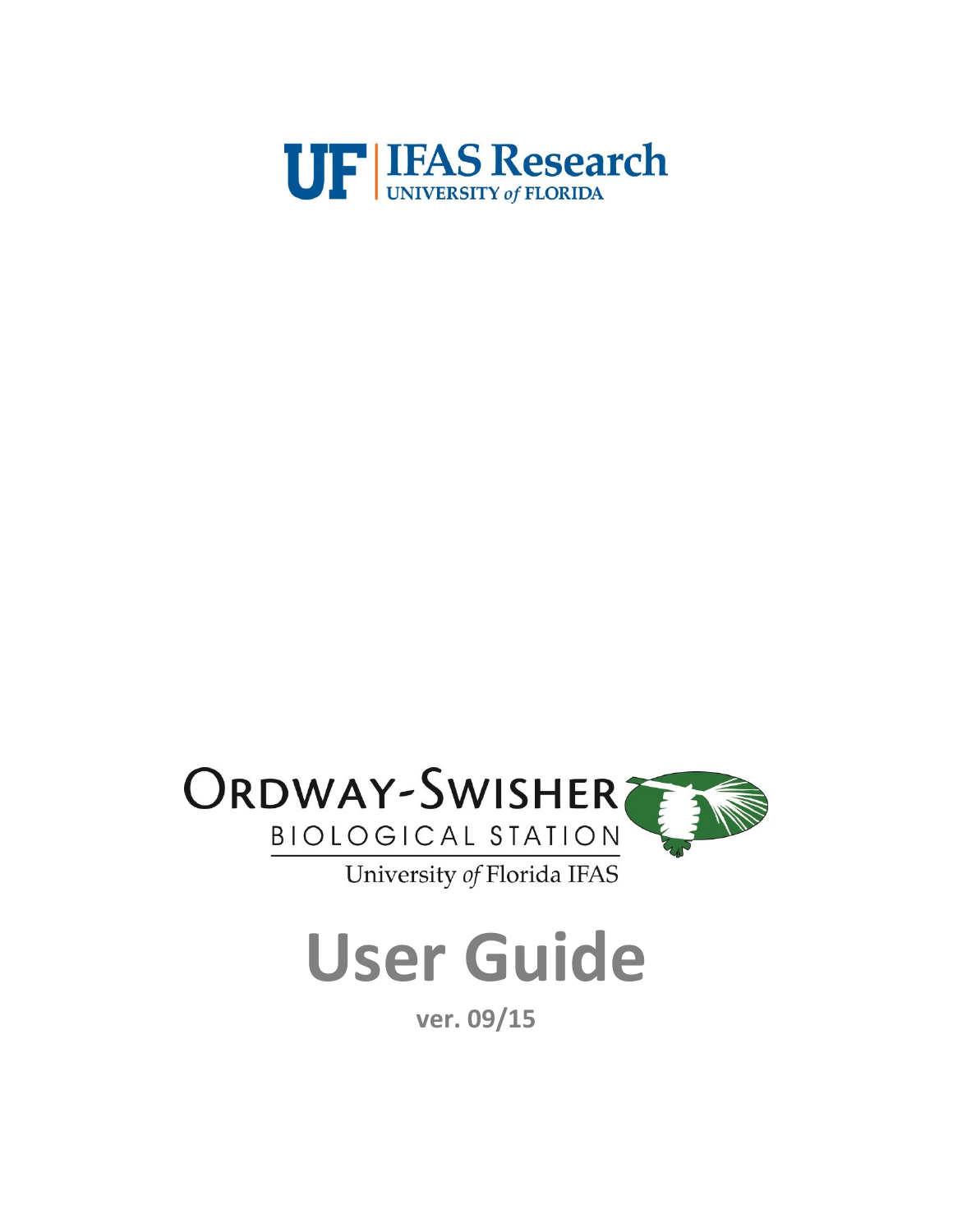UF | IFAS Research
UNIVERSITY *of* FLORIDA

ORDWAY-SWISHER
BIOLOGICAL STATION
University *of* Florida IFAS

# User Guide

**ver. 09/15**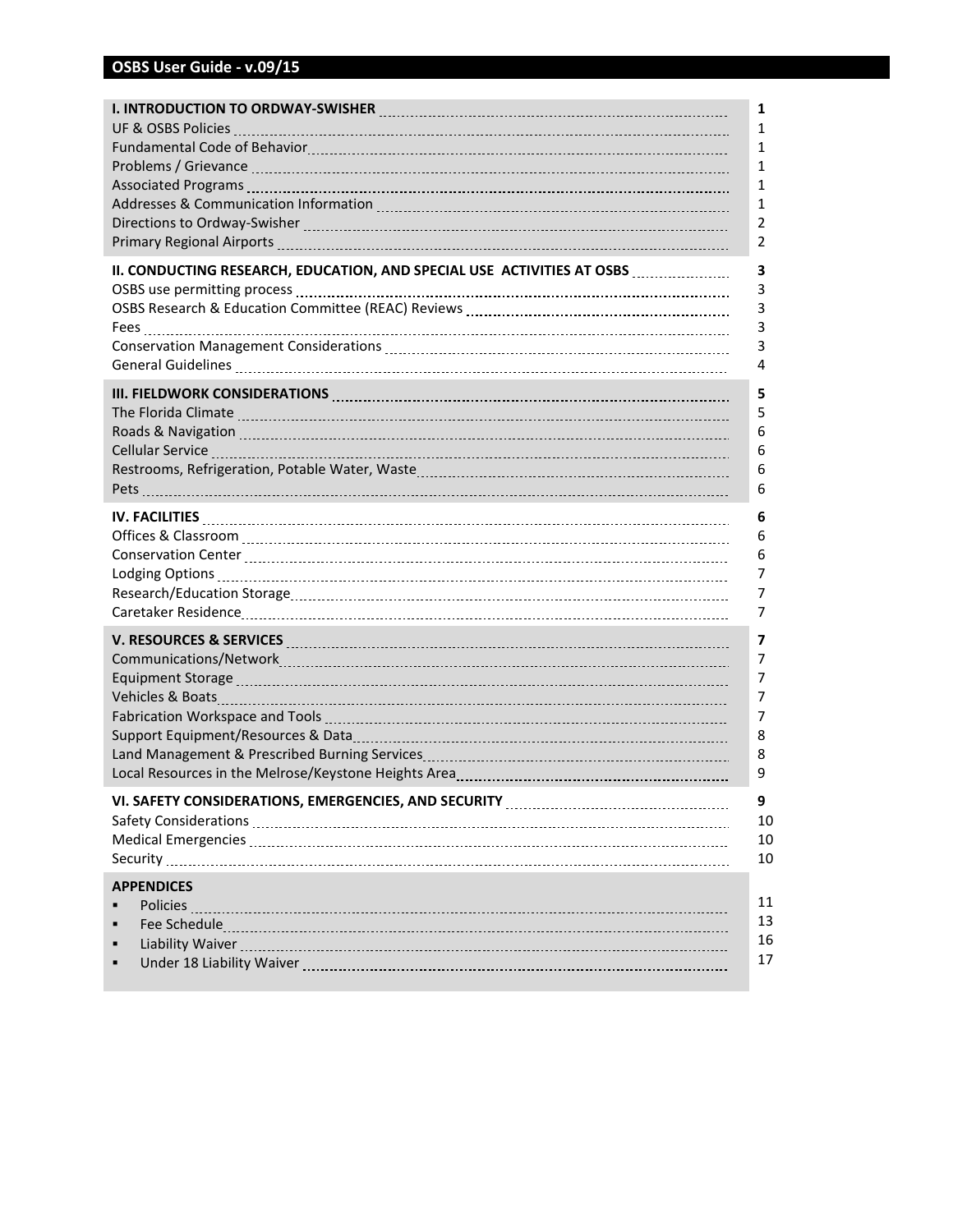**OSBS User Guide - v.09/15**

| | |
|---|---|
| **I. INTRODUCTION TO ORDWAY-SWISHER** | **1** |
| UF & OSBS Policies | 1 |
| Fundamental Code of Behavior | 1 |
| Problems / Grievance | 1 |
| Associated Programs | 1 |
| Addresses & Communication Information | 1 |
| Directions to Ordway-Swisher | 2 |
| Primary Regional Airports | 2 |
| **II. CONDUCTING RESEARCH, EDUCATION, AND SPECIAL USE ACTIVITIES AT OSBS** | **3** |
| OSBS use permitting process | 3 |
| OSBS Research & Education Committee (REAC) Reviews | 3 |
| Fees | 3 |
| Conservation Management Considerations | 3 |
| General Guidelines | 4 |
| **III. FIELDWORK CONSIDERATIONS** | **5** |
| The Florida Climate | 5 |
| Roads & Navigation | 6 |
| Cellular Service | 6 |
| Restrooms, Refrigeration, Potable Water, Waste | 6 |
| Pets | 6 |
| **IV. FACILITIES** | **6** |
| Offices & Classroom | 6 |
| Conservation Center | 6 |
| Lodging Options | 7 |
| Research/Education Storage | 7 |
| Caretaker Residence | 7 |
| **V. RESOURCES & SERVICES** | **7** |
| Communications/Network | 7 |
| Equipment Storage | 7 |
| Vehicles & Boats | 7 |
| Fabrication Workspace and Tools | 7 |
| Support Equipment/Resources & Data | 8 |
| Land Management & Prescribed Burning Services | 8 |
| Local Resources in the Melrose/Keystone Heights Area | 9 |
| **VI. SAFETY CONSIDERATIONS, EMERGENCIES, AND SECURITY** | **9** |
| Safety Considerations | 10 |
| Medical Emergencies | 10 |
| Security | 10 |
| **APPENDICES** | |
| ▪ Policies | 11 |
| ▪ Fee Schedule | 13 |
| ▪ Liability Waiver | 16 |
| ▪ Under 18 Liability Waiver | 17 |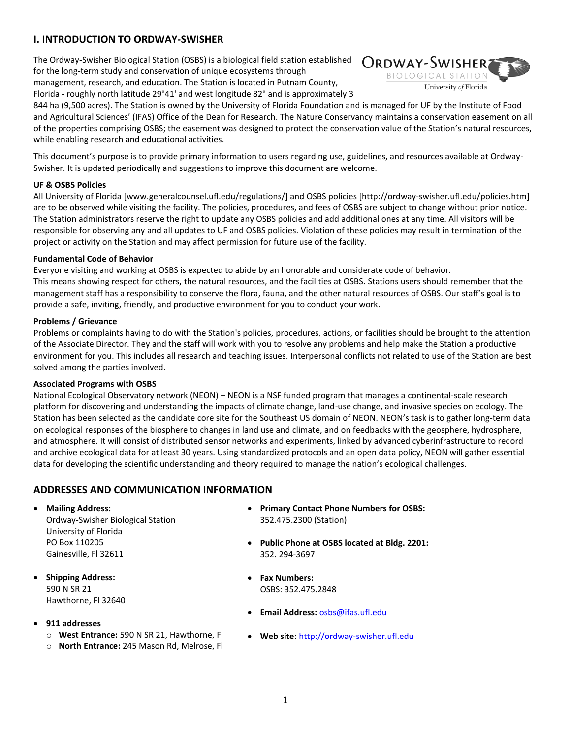## I. INTRODUCTION TO ORDWAY-SWISHER

The Ordway-Swisher Biological Station (OSBS) is a biological field station established for the long-term study and conservation of unique ecosystems through management, research, and education. The Station is located in Putnam County, Florida - roughly north latitude 29°41' and west longitude 82° and is approximately 3 844 ha (9,500 acres). The Station is owned by the University of Florida Foundation and is managed for UF by the Institute of Food and Agricultural Sciences' (IFAS) Office of the Dean for Research. The Nature Conservancy maintains a conservation easement on all of the properties comprising OSBS; the easement was designed to protect the conservation value of the Station's natural resources, while enabling research and educational activities.

This document's purpose is to provide primary information to users regarding use, guidelines, and resources available at Ordway-Swisher. It is updated periodically and suggestions to improve this document are welcome.

#### UF & OSBS Policies

All University of Florida [www.generalcounsel.ufl.edu/regulations/] and OSBS policies [http://ordway-swisher.ufl.edu/policies.htm] are to be observed while visiting the facility. The policies, procedures, and fees of OSBS are subject to change without prior notice. The Station administrators reserve the right to update any OSBS policies and add additional ones at any time. All visitors will be responsible for observing any and all updates to UF and OSBS policies. Violation of these policies may result in termination of the project or activity on the Station and may affect permission for future use of the facility.

#### Fundamental Code of Behavior

Everyone visiting and working at OSBS is expected to abide by an honorable and considerate code of behavior. This means showing respect for others, the natural resources, and the facilities at OSBS. Stations users should remember that the management staff has a responsibility to conserve the flora, fauna, and the other natural resources of OSBS. Our staff's goal is to provide a safe, inviting, friendly, and productive environment for you to conduct your work.

#### Problems / Grievance

Problems or complaints having to do with the Station's policies, procedures, actions, or facilities should be brought to the attention of the Associate Director. They and the staff will work with you to resolve any problems and help make the Station a productive environment for you. This includes all research and teaching issues. Interpersonal conflicts not related to use of the Station are best solved among the parties involved.

#### Associated Programs with OSBS

National Ecological Observatory network (NEON) – NEON is a NSF funded program that manages a continental-scale research platform for discovering and understanding the impacts of climate change, land-use change, and invasive species on ecology. The Station has been selected as the candidate core site for the Southeast US domain of NEON. NEON's task is to gather long-term data on ecological responses of the biosphere to changes in land use and climate, and on feedbacks with the geosphere, hydrosphere, and atmosphere. It will consist of distributed sensor networks and experiments, linked by advanced cyberinfrastructure to record and archive ecological data for at least 30 years. Using standardized protocols and an open data policy, NEON will gather essential data for developing the scientific understanding and theory required to manage the nation's ecological challenges.

## ADDRESSES AND COMMUNICATION INFORMATION

- **Mailing Address:**
  Ordway-Swisher Biological Station
  University of Florida
  PO Box 110205
  Gainesville, Fl 32611
- **Shipping Address:**
  590 N SR 21
  Hawthorne, Fl 32640
- **911 addresses**
  - **West Entrance:** 590 N SR 21, Hawthorne, Fl
  - **North Entrance:** 245 Mason Rd, Melrose, Fl
- **Primary Contact Phone Numbers for OSBS:**
  352.475.2300 (Station)
- **Public Phone at OSBS located at Bldg. 2201:**
  352. 294-3697
- **Fax Numbers:**
  OSBS: 352.475.2848
- **Email Address:** osbs@ifas.ufl.edu
- **Web site:** http://ordway-swisher.ufl.edu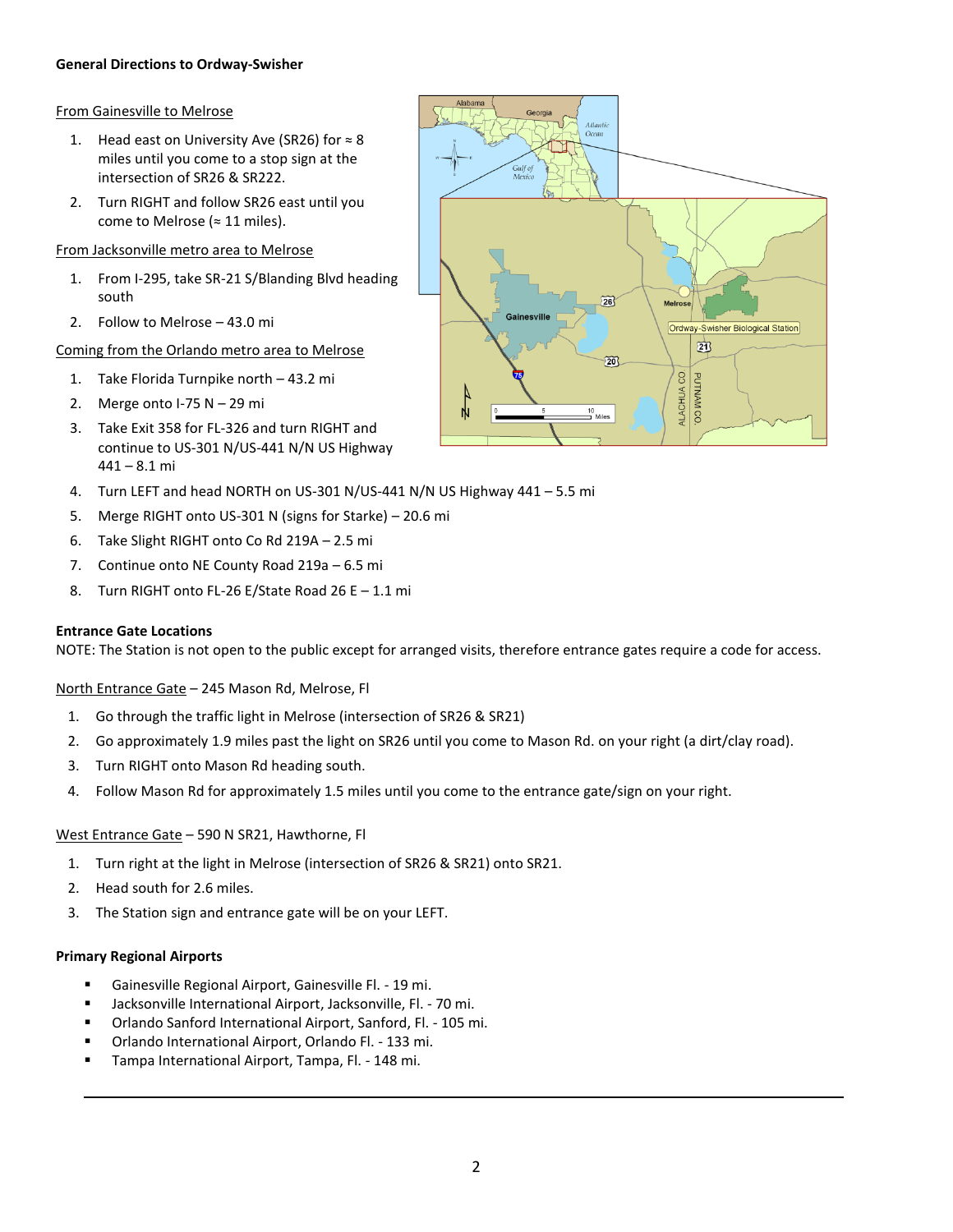**General Directions to Ordway-Swisher**

From Gainesville to Melrose

1. Head east on University Ave (SR26) for ≈ 8 miles until you come to a stop sign at the intersection of SR26 & SR222.
2. Turn RIGHT and follow SR26 east until you come to Melrose (≈ 11 miles).

From Jacksonville metro area to Melrose

1. From I-295, take SR-21 S/Blanding Blvd heading south
2. Follow to Melrose – 43.0 mi

Coming from the Orlando metro area to Melrose

1. Take Florida Turnpike north – 43.2 mi
2. Merge onto I-75 N – 29 mi
3. Take Exit 358 for FL-326 and turn RIGHT and continue to US-301 N/US-441 N/N US Highway 441 – 8.1 mi
4. Turn LEFT and head NORTH on US-301 N/US-441 N/N US Highway 441 – 5.5 mi
5. Merge RIGHT onto US-301 N (signs for Starke) – 20.6 mi
6. Take Slight RIGHT onto Co Rd 219A – 2.5 mi
7. Continue onto NE County Road 219a – 6.5 mi
8. Turn RIGHT onto FL-26 E/State Road 26 E – 1.1 mi

**Entrance Gate Locations**

NOTE: The Station is not open to the public except for arranged visits, therefore entrance gates require a code for access.

North Entrance Gate – 245 Mason Rd, Melrose, Fl

1. Go through the traffic light in Melrose (intersection of SR26 & SR21)
2. Go approximately 1.9 miles past the light on SR26 until you come to Mason Rd. on your right (a dirt/clay road).
3. Turn RIGHT onto Mason Rd heading south.
4. Follow Mason Rd for approximately 1.5 miles until you come to the entrance gate/sign on your right.

West Entrance Gate – 590 N SR21, Hawthorne, Fl

1. Turn right at the light in Melrose (intersection of SR26 & SR21) onto SR21.
2. Head south for 2.6 miles.
3. The Station sign and entrance gate will be on your LEFT.

**Primary Regional Airports**

- Gainesville Regional Airport, Gainesville Fl. - 19 mi.
- Jacksonville International Airport, Jacksonville, Fl. - 70 mi.
- Orlando Sanford International Airport, Sanford, Fl. - 105 mi.
- Orlando International Airport, Orlando Fl. - 133 mi.
- Tampa International Airport, Tampa, Fl. - 148 mi.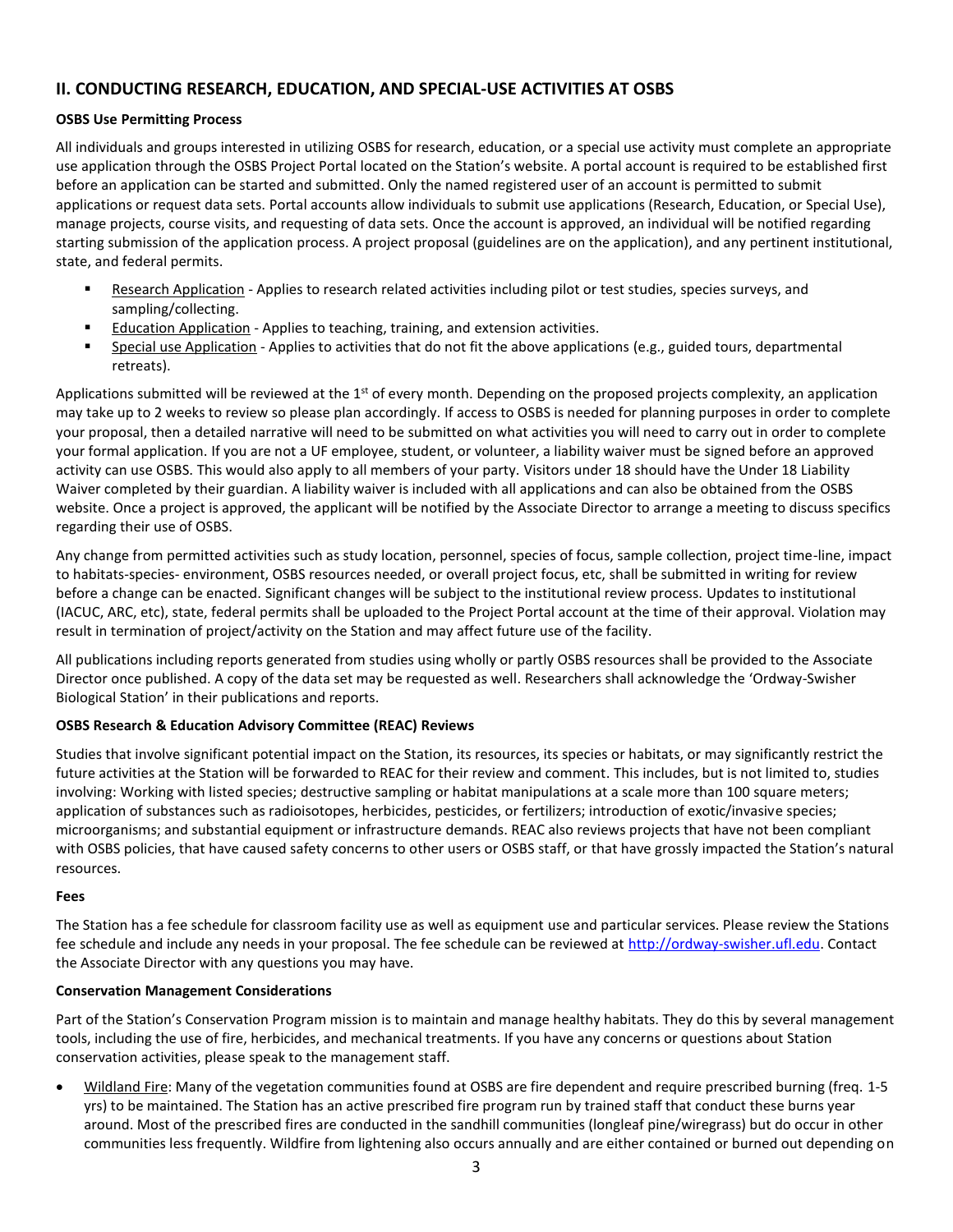## II. CONDUCTING RESEARCH, EDUCATION, AND SPECIAL-USE ACTIVITIES AT OSBS

**OSBS Use Permitting Process**

All individuals and groups interested in utilizing OSBS for research, education, or a special use activity must complete an appropriate use application through the OSBS Project Portal located on the Station's website. A portal account is required to be established first before an application can be started and submitted. Only the named registered user of an account is permitted to submit applications or request data sets. Portal accounts allow individuals to submit use applications (Research, Education, or Special Use), manage projects, course visits, and requesting of data sets. Once the account is approved, an individual will be notified regarding starting submission of the application process. A project proposal (guidelines are on the application), and any pertinent institutional, state, and federal permits.

- Research Application - Applies to research related activities including pilot or test studies, species surveys, and sampling/collecting.
- Education Application - Applies to teaching, training, and extension activities.
- Special use Application - Applies to activities that do not fit the above applications (e.g., guided tours, departmental retreats).

Applications submitted will be reviewed at the 1st of every month. Depending on the proposed projects complexity, an application may take up to 2 weeks to review so please plan accordingly. If access to OSBS is needed for planning purposes in order to complete your proposal, then a detailed narrative will need to be submitted on what activities you will need to carry out in order to complete your formal application. If you are not a UF employee, student, or volunteer, a liability waiver must be signed before an approved activity can use OSBS. This would also apply to all members of your party. Visitors under 18 should have the Under 18 Liability Waiver completed by their guardian. A liability waiver is included with all applications and can also be obtained from the OSBS website. Once a project is approved, the applicant will be notified by the Associate Director to arrange a meeting to discuss specifics regarding their use of OSBS.

Any change from permitted activities such as study location, personnel, species of focus, sample collection, project time-line, impact to habitats-species- environment, OSBS resources needed, or overall project focus, etc, shall be submitted in writing for review before a change can be enacted. Significant changes will be subject to the institutional review process. Updates to institutional (IACUC, ARC, etc), state, federal permits shall be uploaded to the Project Portal account at the time of their approval. Violation may result in termination of project/activity on the Station and may affect future use of the facility.

All publications including reports generated from studies using wholly or partly OSBS resources shall be provided to the Associate Director once published. A copy of the data set may be requested as well. Researchers shall acknowledge the 'Ordway-Swisher Biological Station' in their publications and reports.

**OSBS Research & Education Advisory Committee (REAC) Reviews**

Studies that involve significant potential impact on the Station, its resources, its species or habitats, or may significantly restrict the future activities at the Station will be forwarded to REAC for their review and comment. This includes, but is not limited to, studies involving: Working with listed species; destructive sampling or habitat manipulations at a scale more than 100 square meters; application of substances such as radioisotopes, herbicides, pesticides, or fertilizers; introduction of exotic/invasive species; microorganisms; and substantial equipment or infrastructure demands. REAC also reviews projects that have not been compliant with OSBS policies, that have caused safety concerns to other users or OSBS staff, or that have grossly impacted the Station's natural resources.

**Fees**

The Station has a fee schedule for classroom facility use as well as equipment use and particular services. Please review the Stations fee schedule and include any needs in your proposal. The fee schedule can be reviewed at http://ordway-swisher.ufl.edu. Contact the Associate Director with any questions you may have.

**Conservation Management Considerations**

Part of the Station's Conservation Program mission is to maintain and manage healthy habitats. They do this by several management tools, including the use of fire, herbicides, and mechanical treatments. If you have any concerns or questions about Station conservation activities, please speak to the management staff.

- Wildland Fire: Many of the vegetation communities found at OSBS are fire dependent and require prescribed burning (freq. 1-5 yrs) to be maintained. The Station has an active prescribed fire program run by trained staff that conduct these burns year around. Most of the prescribed fires are conducted in the sandhill communities (longleaf pine/wiregrass) but do occur in other communities less frequently. Wildfire from lightening also occurs annually and are either contained or burned out depending on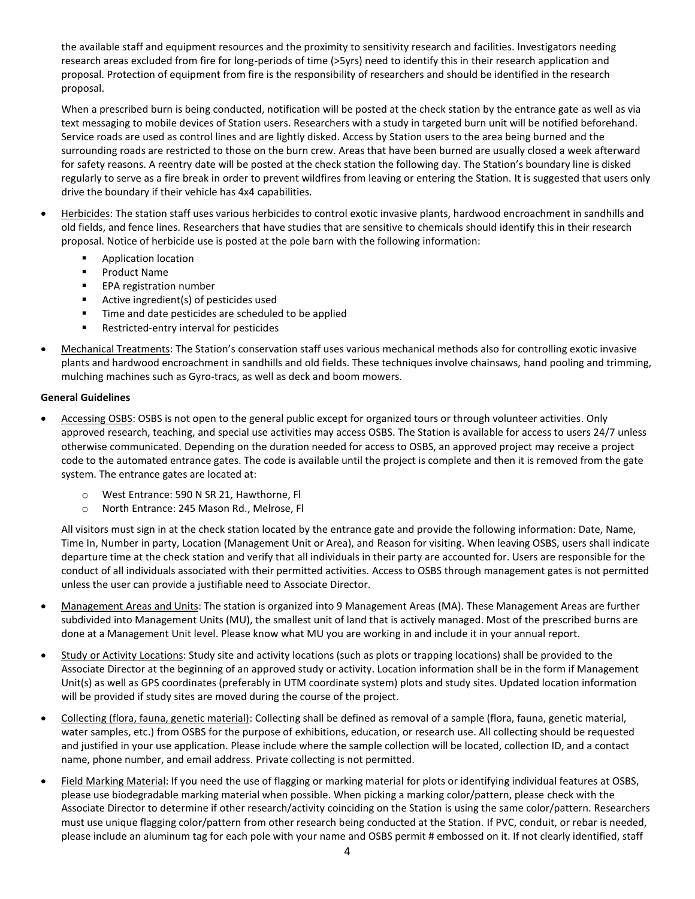the available staff and equipment resources and the proximity to sensitivity research and facilities. Investigators needing research areas excluded from fire for long-periods of time (>5yrs) need to identify this in their research application and proposal. Protection of equipment from fire is the responsibility of researchers and should be identified in the research proposal.

When a prescribed burn is being conducted, notification will be posted at the check station by the entrance gate as well as via text messaging to mobile devices of Station users. Researchers with a study in targeted burn unit will be notified beforehand. Service roads are used as control lines and are lightly disked. Access by Station users to the area being burned and the surrounding roads are restricted to those on the burn crew. Areas that have been burned are usually closed a week afterward for safety reasons. A reentry date will be posted at the check station the following day. The Station's boundary line is disked regularly to serve as a fire break in order to prevent wildfires from leaving or entering the Station. It is suggested that users only drive the boundary if their vehicle has 4x4 capabilities.

- Herbicides: The station staff uses various herbicides to control exotic invasive plants, hardwood encroachment in sandhills and old fields, and fence lines. Researchers that have studies that are sensitive to chemicals should identify this in their research proposal. Notice of herbicide use is posted at the pole barn with the following information:
  - Application location
  - Product Name
  - EPA registration number
  - Active ingredient(s) of pesticides used
  - Time and date pesticides are scheduled to be applied
  - Restricted-entry interval for pesticides
- Mechanical Treatments: The Station's conservation staff uses various mechanical methods also for controlling exotic invasive plants and hardwood encroachment in sandhills and old fields. These techniques involve chainsaws, hand pooling and trimming, mulching machines such as Gyro-tracs, as well as deck and boom mowers.

**General Guidelines**

- Accessing OSBS: OSBS is not open to the general public except for organized tours or through volunteer activities. Only approved research, teaching, and special use activities may access OSBS. The Station is available for access to users 24/7 unless otherwise communicated. Depending on the duration needed for access to OSBS, an approved project may receive a project code to the automated entrance gates. The code is available until the project is complete and then it is removed from the gate system. The entrance gates are located at:
  - West Entrance: 590 N SR 21, Hawthorne, Fl
  - North Entrance: 245 Mason Rd., Melrose, Fl

  All visitors must sign in at the check station located by the entrance gate and provide the following information: Date, Name, Time In, Number in party, Location (Management Unit or Area), and Reason for visiting. When leaving OSBS, users shall indicate departure time at the check station and verify that all individuals in their party are accounted for. Users are responsible for the conduct of all individuals associated with their permitted activities. Access to OSBS through management gates is not permitted unless the user can provide a justifiable need to Associate Director.
- Management Areas and Units: The station is organized into 9 Management Areas (MA). These Management Areas are further subdivided into Management Units (MU), the smallest unit of land that is actively managed. Most of the prescribed burns are done at a Management Unit level. Please know what MU you are working in and include it in your annual report.
- Study or Activity Locations: Study site and activity locations (such as plots or trapping locations) shall be provided to the Associate Director at the beginning of an approved study or activity. Location information shall be in the form if Management Unit(s) as well as GPS coordinates (preferably in UTM coordinate system) plots and study sites. Updated location information will be provided if study sites are moved during the course of the project.
- Collecting (flora, fauna, genetic material): Collecting shall be defined as removal of a sample (flora, fauna, genetic material, water samples, etc.) from OSBS for the purpose of exhibitions, education, or research use. All collecting should be requested and justified in your use application. Please include where the sample collection will be located, collection ID, and a contact name, phone number, and email address. Private collecting is not permitted.
- Field Marking Material: If you need the use of flagging or marking material for plots or identifying individual features at OSBS, please use biodegradable marking material when possible. When picking a marking color/pattern, please check with the Associate Director to determine if other research/activity coinciding on the Station is using the same color/pattern. Researchers must use unique flagging color/pattern from other research being conducted at the Station. If PVC, conduit, or rebar is needed, please include an aluminum tag for each pole with your name and OSBS permit # embossed on it. If not clearly identified, staff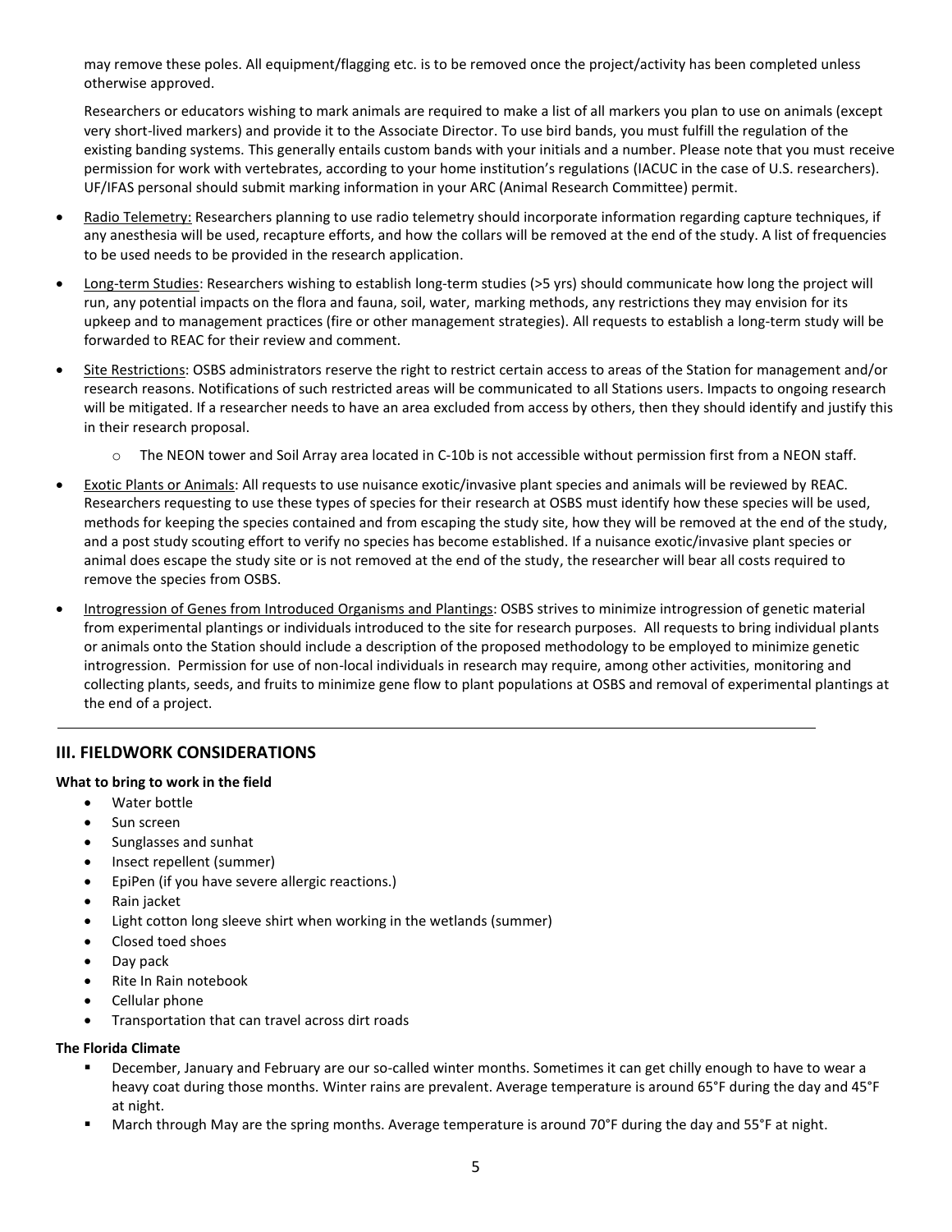may remove these poles. All equipment/flagging etc. is to be removed once the project/activity has been completed unless otherwise approved.

Researchers or educators wishing to mark animals are required to make a list of all markers you plan to use on animals (except very short-lived markers) and provide it to the Associate Director. To use bird bands, you must fulfill the regulation of the existing banding systems. This generally entails custom bands with your initials and a number. Please note that you must receive permission for work with vertebrates, according to your home institution's regulations (IACUC in the case of U.S. researchers). UF/IFAS personal should submit marking information in your ARC (Animal Research Committee) permit.

- Radio Telemetry: Researchers planning to use radio telemetry should incorporate information regarding capture techniques, if any anesthesia will be used, recapture efforts, and how the collars will be removed at the end of the study. A list of frequencies to be used needs to be provided in the research application.
- Long-term Studies: Researchers wishing to establish long-term studies (>5 yrs) should communicate how long the project will run, any potential impacts on the flora and fauna, soil, water, marking methods, any restrictions they may envision for its upkeep and to management practices (fire or other management strategies). All requests to establish a long-term study will be forwarded to REAC for their review and comment.
- Site Restrictions: OSBS administrators reserve the right to restrict certain access to areas of the Station for management and/or research reasons. Notifications of such restricted areas will be communicated to all Stations users. Impacts to ongoing research will be mitigated. If a researcher needs to have an area excluded from access by others, then they should identify and justify this in their research proposal.
  - The NEON tower and Soil Array area located in C-10b is not accessible without permission first from a NEON staff.
- Exotic Plants or Animals: All requests to use nuisance exotic/invasive plant species and animals will be reviewed by REAC. Researchers requesting to use these types of species for their research at OSBS must identify how these species will be used, methods for keeping the species contained and from escaping the study site, how they will be removed at the end of the study, and a post study scouting effort to verify no species has become established. If a nuisance exotic/invasive plant species or animal does escape the study site or is not removed at the end of the study, the researcher will bear all costs required to remove the species from OSBS.
- Introgression of Genes from Introduced Organisms and Plantings: OSBS strives to minimize introgression of genetic material from experimental plantings or individuals introduced to the site for research purposes. All requests to bring individual plants or animals onto the Station should include a description of the proposed methodology to be employed to minimize genetic introgression. Permission for use of non-local individuals in research may require, among other activities, monitoring and collecting plants, seeds, and fruits to minimize gene flow to plant populations at OSBS and removal of experimental plantings at the end of a project.

---

## III. FIELDWORK CONSIDERATIONS

**What to bring to work in the field**

- Water bottle
- Sun screen
- Sunglasses and sunhat
- Insect repellent (summer)
- EpiPen (if you have severe allergic reactions.)
- Rain jacket
- Light cotton long sleeve shirt when working in the wetlands (summer)
- Closed toed shoes
- Day pack
- Rite In Rain notebook
- Cellular phone
- Transportation that can travel across dirt roads

**The Florida Climate**

- December, January and February are our so-called winter months. Sometimes it can get chilly enough to have to wear a heavy coat during those months. Winter rains are prevalent. Average temperature is around 65°F during the day and 45°F at night.
- March through May are the spring months. Average temperature is around 70°F during the day and 55°F at night.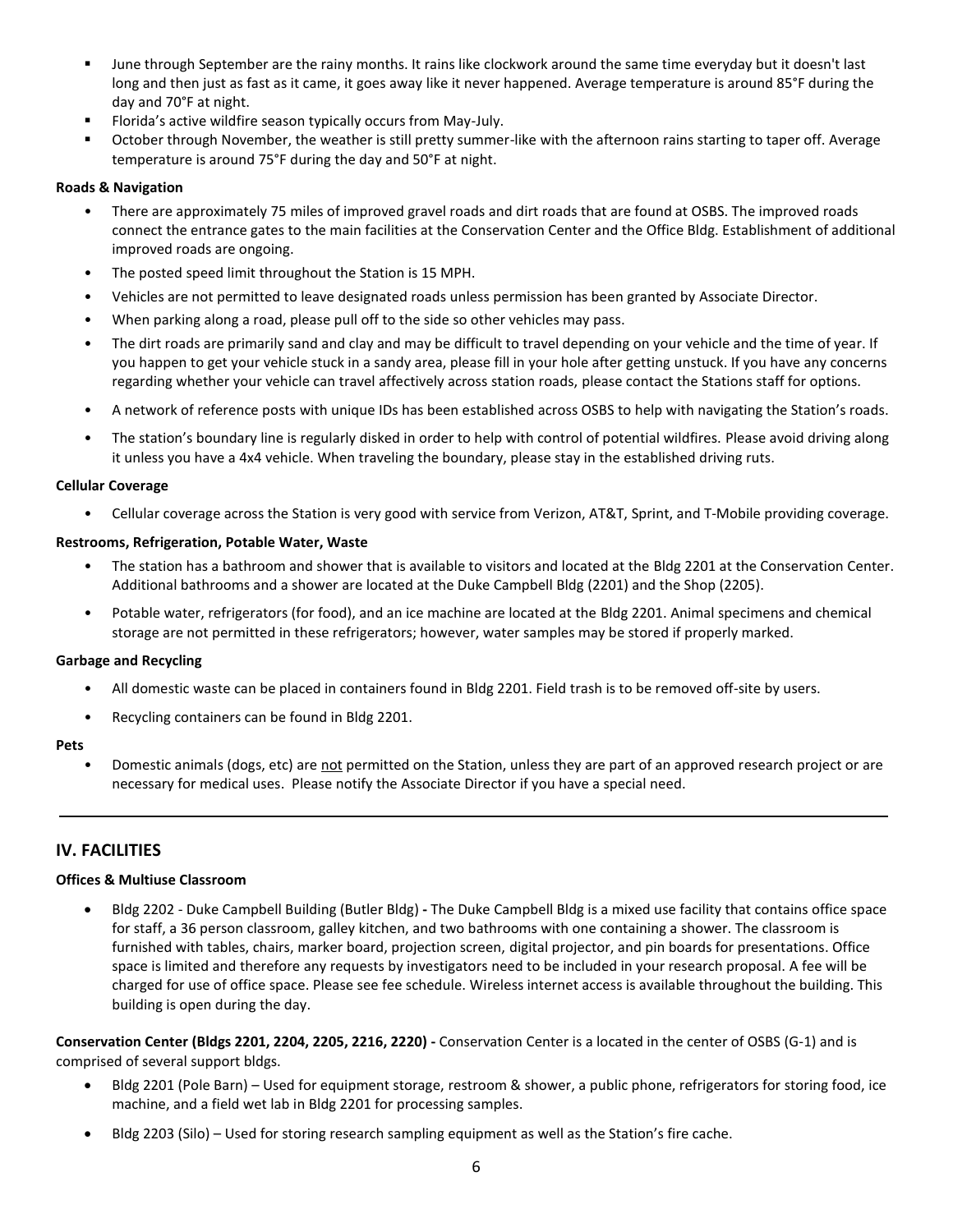- June through September are the rainy months. It rains like clockwork around the same time everyday but it doesn't last long and then just as fast as it came, it goes away like it never happened. Average temperature is around 85°F during the day and 70°F at night.
- Florida's active wildfire season typically occurs from May-July.
- October through November, the weather is still pretty summer-like with the afternoon rains starting to taper off. Average temperature is around 75°F during the day and 50°F at night.

**Roads & Navigation**

- There are approximately 75 miles of improved gravel roads and dirt roads that are found at OSBS. The improved roads connect the entrance gates to the main facilities at the Conservation Center and the Office Bldg. Establishment of additional improved roads are ongoing.
- The posted speed limit throughout the Station is 15 MPH.
- Vehicles are not permitted to leave designated roads unless permission has been granted by Associate Director.
- When parking along a road, please pull off to the side so other vehicles may pass.
- The dirt roads are primarily sand and clay and may be difficult to travel depending on your vehicle and the time of year. If you happen to get your vehicle stuck in a sandy area, please fill in your hole after getting unstuck. If you have any concerns regarding whether your vehicle can travel affectively across station roads, please contact the Stations staff for options.
- A network of reference posts with unique IDs has been established across OSBS to help with navigating the Station's roads.
- The station's boundary line is regularly disked in order to help with control of potential wildfires. Please avoid driving along it unless you have a 4x4 vehicle. When traveling the boundary, please stay in the established driving ruts.

**Cellular Coverage**

- Cellular coverage across the Station is very good with service from Verizon, AT&T, Sprint, and T-Mobile providing coverage.

**Restrooms, Refrigeration, Potable Water, Waste**

- The station has a bathroom and shower that is available to visitors and located at the Bldg 2201 at the Conservation Center. Additional bathrooms and a shower are located at the Duke Campbell Bldg (2201) and the Shop (2205).
- Potable water, refrigerators (for food), and an ice machine are located at the Bldg 2201. Animal specimens and chemical storage are not permitted in these refrigerators; however, water samples may be stored if properly marked.

**Garbage and Recycling**

- All domestic waste can be placed in containers found in Bldg 2201. Field trash is to be removed off-site by users.
- Recycling containers can be found in Bldg 2201.

**Pets**

- Domestic animals (dogs, etc) are not permitted on the Station, unless they are part of an approved research project or are necessary for medical uses. Please notify the Associate Director if you have a special need.

---

## IV. FACILITIES

**Offices & Multiuse Classroom**

- Bldg 2202 - Duke Campbell Building (Butler Bldg) **-** The Duke Campbell Bldg is a mixed use facility that contains office space for staff, a 36 person classroom, galley kitchen, and two bathrooms with one containing a shower. The classroom is furnished with tables, chairs, marker board, projection screen, digital projector, and pin boards for presentations. Office space is limited and therefore any requests by investigators need to be included in your research proposal. A fee will be charged for use of office space. Please see fee schedule. Wireless internet access is available throughout the building. This building is open during the day.

**Conservation Center (Bldgs 2201, 2204, 2205, 2216, 2220) -** Conservation Center is a located in the center of OSBS (G-1) and is comprised of several support bldgs.

- Bldg 2201 (Pole Barn) – Used for equipment storage, restroom & shower, a public phone, refrigerators for storing food, ice machine, and a field wet lab in Bldg 2201 for processing samples.
- Bldg 2203 (Silo) – Used for storing research sampling equipment as well as the Station's fire cache.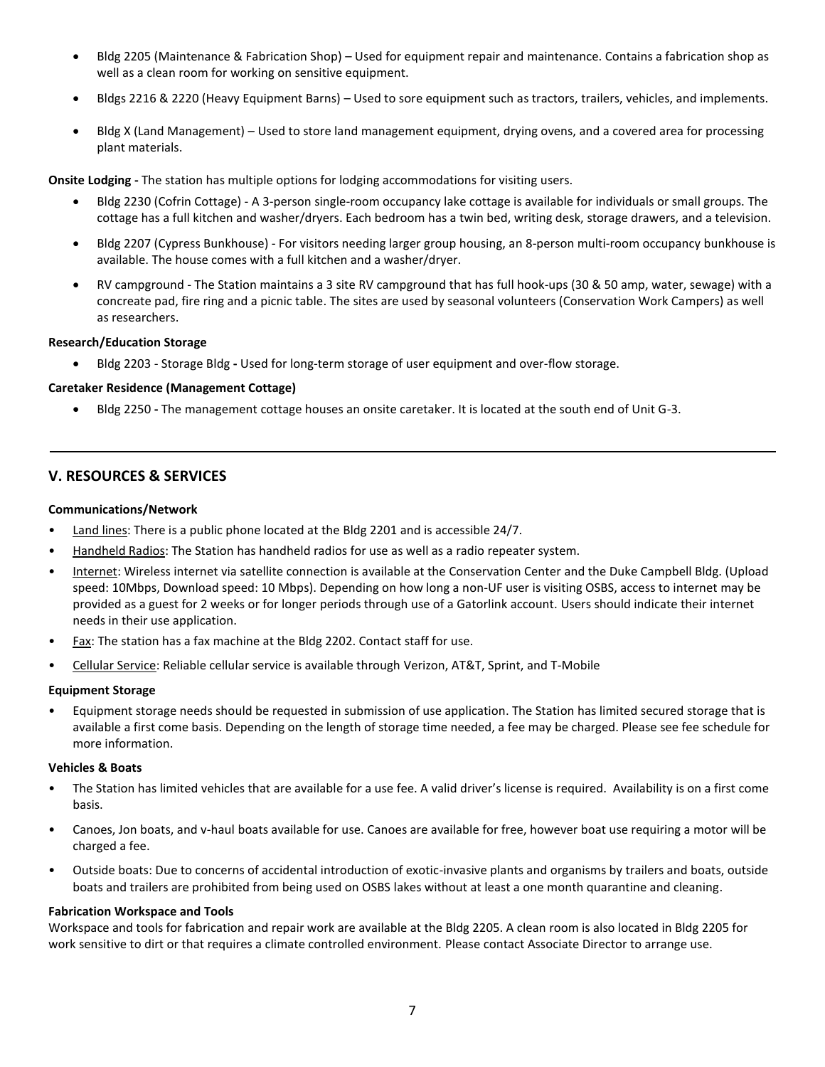- Bldg 2205 (Maintenance & Fabrication Shop) – Used for equipment repair and maintenance. Contains a fabrication shop as well as a clean room for working on sensitive equipment.
- Bldgs 2216 & 2220 (Heavy Equipment Barns) – Used to sore equipment such as tractors, trailers, vehicles, and implements.
- Bldg X (Land Management) – Used to store land management equipment, drying ovens, and a covered area for processing plant materials.

**Onsite Lodging -** The station has multiple options for lodging accommodations for visiting users.

- Bldg 2230 (Cofrin Cottage) - A 3-person single-room occupancy lake cottage is available for individuals or small groups. The cottage has a full kitchen and washer/dryers. Each bedroom has a twin bed, writing desk, storage drawers, and a television.
- Bldg 2207 (Cypress Bunkhouse) - For visitors needing larger group housing, an 8-person multi-room occupancy bunkhouse is available. The house comes with a full kitchen and a washer/dryer.
- RV campground - The Station maintains a 3 site RV campground that has full hook-ups (30 & 50 amp, water, sewage) with a concreate pad, fire ring and a picnic table. The sites are used by seasonal volunteers (Conservation Work Campers) as well as researchers.

**Research/Education Storage**

- Bldg 2203 - Storage Bldg **-** Used for long-term storage of user equipment and over-flow storage.

**Caretaker Residence (Management Cottage)**

- Bldg 2250 **-** The management cottage houses an onsite caretaker. It is located at the south end of Unit G-3.

---

## V. RESOURCES & SERVICES

**Communications/Network**

- Land lines: There is a public phone located at the Bldg 2201 and is accessible 24/7.
- Handheld Radios: The Station has handheld radios for use as well as a radio repeater system.
- Internet: Wireless internet via satellite connection is available at the Conservation Center and the Duke Campbell Bldg. (Upload speed: 10Mbps, Download speed: 10 Mbps). Depending on how long a non-UF user is visiting OSBS, access to internet may be provided as a guest for 2 weeks or for longer periods through use of a Gatorlink account. Users should indicate their internet needs in their use application.
- Fax: The station has a fax machine at the Bldg 2202. Contact staff for use.
- Cellular Service: Reliable cellular service is available through Verizon, AT&T, Sprint, and T-Mobile

**Equipment Storage**

- Equipment storage needs should be requested in submission of use application. The Station has limited secured storage that is available a first come basis. Depending on the length of storage time needed, a fee may be charged. Please see fee schedule for more information.

**Vehicles & Boats**

- The Station has limited vehicles that are available for a use fee. A valid driver's license is required. Availability is on a first come basis.
- Canoes, Jon boats, and v-haul boats available for use. Canoes are available for free, however boat use requiring a motor will be charged a fee.
- Outside boats: Due to concerns of accidental introduction of exotic-invasive plants and organisms by trailers and boats, outside boats and trailers are prohibited from being used on OSBS lakes without at least a one month quarantine and cleaning.

**Fabrication Workspace and Tools**

Workspace and tools for fabrication and repair work are available at the Bldg 2205. A clean room is also located in Bldg 2205 for work sensitive to dirt or that requires a climate controlled environment. Please contact Associate Director to arrange use.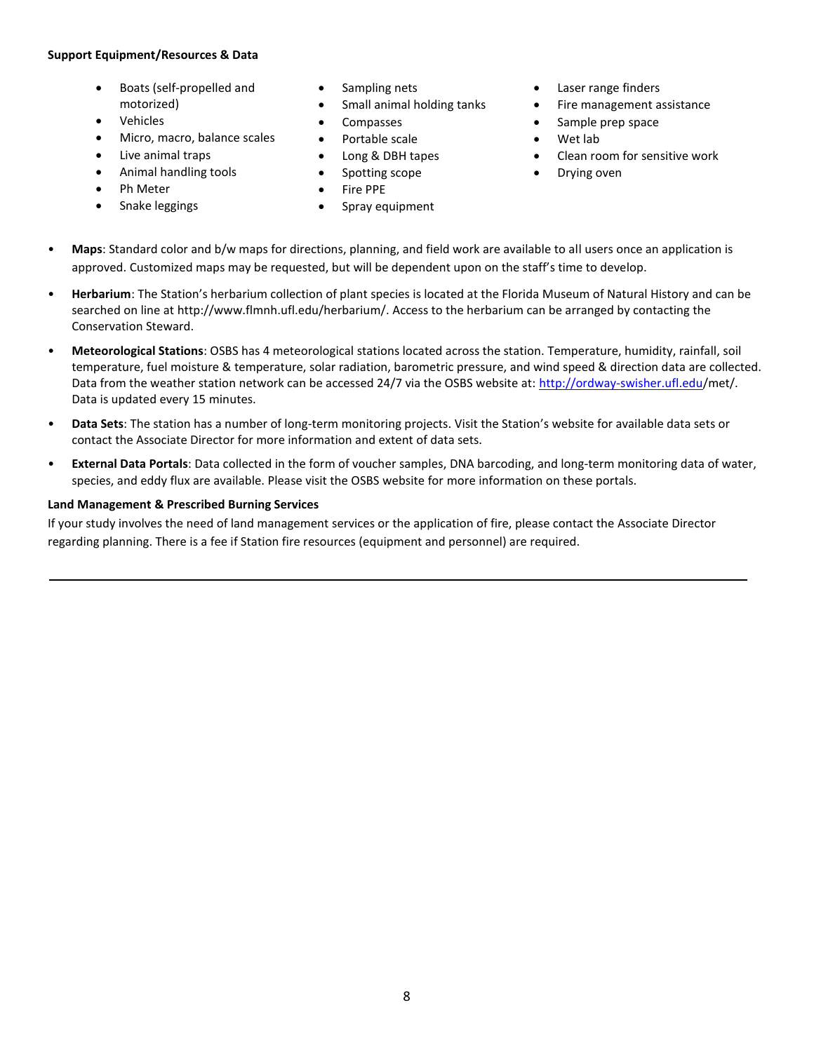**Support Equipment/Resources & Data**

- Boats (self-propelled and motorized)
- Vehicles
- Micro, macro, balance scales
- Live animal traps
- Animal handling tools
- Ph Meter
- Snake leggings
- Sampling nets
- Small animal holding tanks
- Compasses
- Portable scale
- Long & DBH tapes
- Spotting scope
- Fire PPE
- Spray equipment
- Laser range finders
- Fire management assistance
- Sample prep space
- Wet lab
- Clean room for sensitive work
- Drying oven

- **Maps**: Standard color and b/w maps for directions, planning, and field work are available to all users once an application is approved. Customized maps may be requested, but will be dependent upon on the staff's time to develop.
- **Herbarium**: The Station's herbarium collection of plant species is located at the Florida Museum of Natural History and can be searched on line at http://www.flmnh.ufl.edu/herbarium/. Access to the herbarium can be arranged by contacting the Conservation Steward.
- **Meteorological Stations**: OSBS has 4 meteorological stations located across the station. Temperature, humidity, rainfall, soil temperature, fuel moisture & temperature, solar radiation, barometric pressure, and wind speed & direction data are collected. Data from the weather station network can be accessed 24/7 via the OSBS website at: http://ordway-swisher.ufl.edu/met/. Data is updated every 15 minutes.
- **Data Sets**: The station has a number of long-term monitoring projects. Visit the Station's website for available data sets or contact the Associate Director for more information and extent of data sets.
- **External Data Portals**: Data collected in the form of voucher samples, DNA barcoding, and long-term monitoring data of water, species, and eddy flux are available. Please visit the OSBS website for more information on these portals.

**Land Management & Prescribed Burning Services**

If your study involves the need of land management services or the application of fire, please contact the Associate Director regarding planning. There is a fee if Station fire resources (equipment and personnel) are required.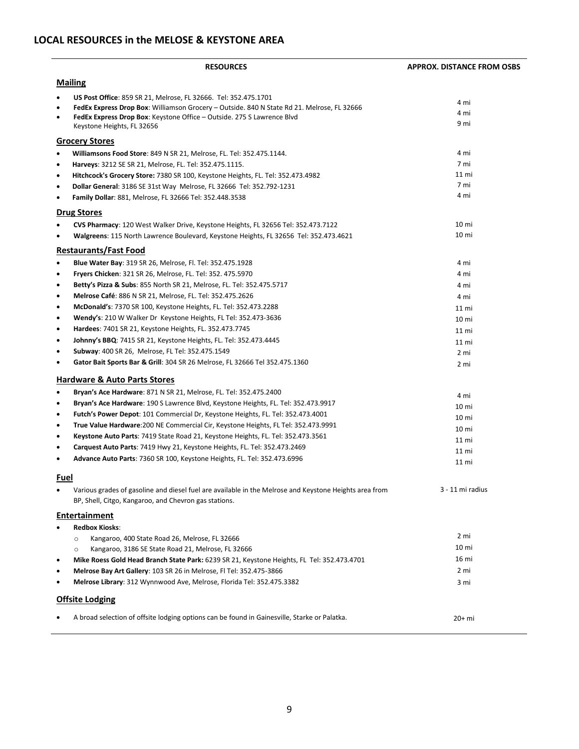## LOCAL RESOURCES in the MELOSE & KEYSTONE AREA

| RESOURCES | APPROX. DISTANCE FROM OSBS |
|---|---|
| **Mailing** | |
| • **US Post Office**: 859 SR 21, Melrose, FL 32666. Tel: 352.475.1701 | 4 mi |
| • **FedEx Express Drop Box**: Williamson Grocery – Outside. 840 N State Rd 21. Melrose, FL 32666 | 4 mi |
| • **FedEx Express Drop Box**: Keystone Office – Outside. 275 S Lawrence Blvd Keystone Heights, FL 32656 | 9 mi |
| **Grocery Stores** | |
| • **Williamsons Food Store**: 849 N SR 21, Melrose, FL. Tel: 352.475.1144. | 4 mi |
| • **Harveys**: 3212 SE SR 21, Melrose, FL. Tel: 352.475.1115. | 7 mi |
| • **Hitchcock's Grocery Store:** 7380 SR 100, Keystone Heights, FL. Tel: 352.473.4982 | 11 mi |
| • **Dollar General**: 3186 SE 31st Way Melrose, FL 32666 Tel: 352.792-1231 | 7 mi |
| • **Family Dollar**: 881, Melrose, FL 32666 Tel: 352.448.3538 | 4 mi |
| **Drug Stores** | |
| • **CVS Pharmacy**: 120 West Walker Drive, Keystone Heights, FL 32656 Tel: 352.473.7122 | 10 mi |
| • **Walgreens**: 115 North Lawrence Boulevard, Keystone Heights, FL 32656 Tel: 352.473.4621 | 10 mi |
| **Restaurants/Fast Food** | |
| • **Blue Water Bay**: 319 SR 26, Melrose, Fl. Tel: 352.475.1928 | 4 mi |
| • **Fryers Chicken**: 321 SR 26, Melrose, FL. Tel: 352. 475.5970 | 4 mi |
| • **Betty's Pizza & Subs**: 855 North SR 21, Melrose, FL. Tel: 352.475.5717 | 4 mi |
| • **Melrose Café**: 886 N SR 21, Melrose, FL. Tel: 352.475.2626 | 4 mi |
| • **McDonald's**: 7370 SR 100, Keystone Heights, FL. Tel: 352.473.2288 | 11 mi |
| • **Wendy's**: 210 W Walker Dr Keystone Heights, FL Tel: 352.473-3636 | 10 mi |
| • **Hardees**: 7401 SR 21, Keystone Heights, FL. 352.473.7745 | 11 mi |
| • **Johnny's BBQ**: 7415 SR 21, Keystone Heights, FL. Tel: 352.473.4445 | 11 mi |
| • **Subway**: 400 SR 26, Melrose, FL Tel: 352.475.1549 | 2 mi |
| • **Gator Bait Sports Bar & Grill**: 304 SR 26 Melrose, FL 32666 Tel 352.475.1360 | 2 mi |
| **Hardware & Auto Parts Stores** | |
| • **Bryan's Ace Hardware**: 871 N SR 21, Melrose, FL. Tel: 352.475.2400 | 4 mi |
| • **Bryan's Ace Hardware**: 190 S Lawrence Blvd, Keystone Heights, FL. Tel: 352.473.9917 | 10 mi |
| • **Futch's Power Depot**: 101 Commercial Dr, Keystone Heights, FL. Tel: 352.473.4001 | 10 mi |
| • **True Value Hardware**:200 NE Commercial Cir, Keystone Heights, FL Tel: 352.473.9991 | 10 mi |
| • **Keystone Auto Parts**: 7419 State Road 21, Keystone Heights, FL. Tel: 352.473.3561 | 11 mi |
| • **Carquest Auto Parts**: 7419 Hwy 21, Keystone Heights, FL. Tel: 352.473.2469 | 11 mi |
| • **Advance Auto Parts**: 7360 SR 100, Keystone Heights, FL. Tel: 352.473.6996 | 11 mi |
| **Fuel** | |
| • Various grades of gasoline and diesel fuel are available in the Melrose and Keystone Heights area from BP, Shell, Citgo, Kangaroo, and Chevron gas stations. | 3 - 11 mi radius |
| **Entertainment** | |
| • **Redbox Kiosks**: | |
| ○ Kangaroo, 400 State Road 26, Melrose, FL 32666 | 2 mi |
| ○ Kangaroo, 3186 SE State Road 21, Melrose, FL 32666 | 10 mi |
| • **Mike Roess Gold Head Branch State Park:** 6239 SR 21, Keystone Heights, FL Tel: 352.473.4701 | 16 mi |
| • **Melrose Bay Art Gallery**: 103 SR 26 in Melrose, Fl Tel: 352.475-3866 | 2 mi |
| • **Melrose Library**: 312 Wynnwood Ave, Melrose, Florida Tel: 352.475.3382 | 3 mi |
| **Offsite Lodging** | |
| • A broad selection of offsite lodging options can be found in Gainesville, Starke or Palatka. | 20+ mi |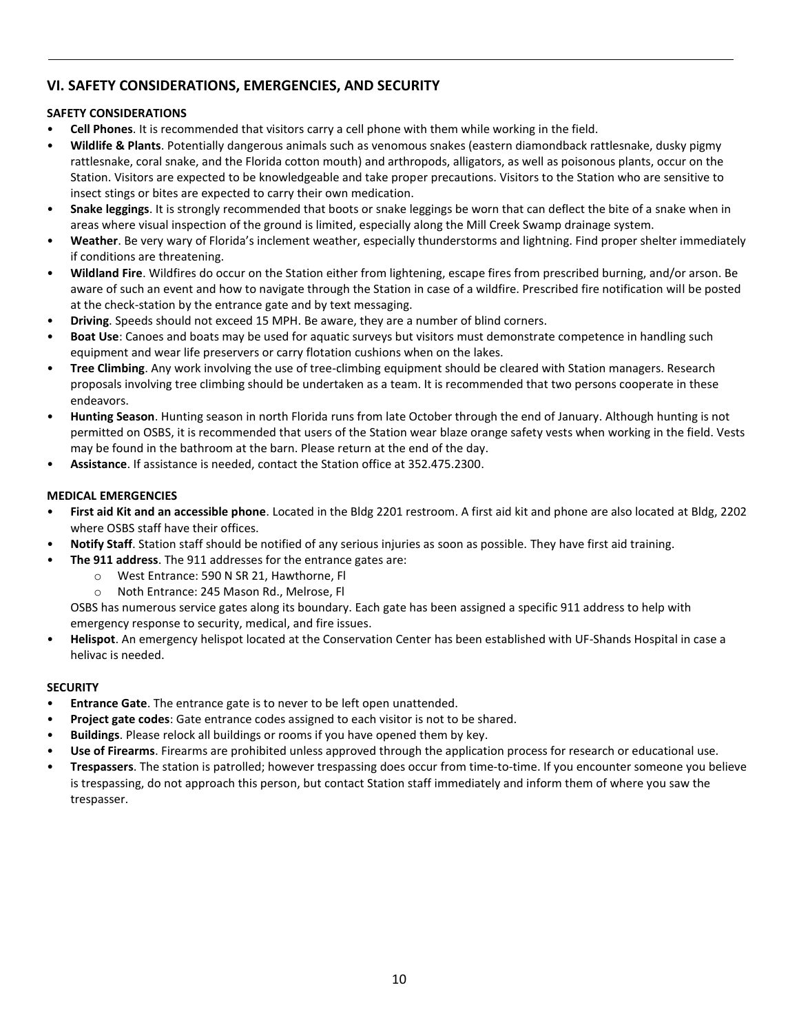## VI. SAFETY CONSIDERATIONS, EMERGENCIES, AND SECURITY

### SAFETY CONSIDERATIONS

- **Cell Phones**. It is recommended that visitors carry a cell phone with them while working in the field.
- **Wildlife & Plants**. Potentially dangerous animals such as venomous snakes (eastern diamondback rattlesnake, dusky pigmy rattlesnake, coral snake, and the Florida cotton mouth) and arthropods, alligators, as well as poisonous plants, occur on the Station. Visitors are expected to be knowledgeable and take proper precautions. Visitors to the Station who are sensitive to insect stings or bites are expected to carry their own medication.
- **Snake leggings**. It is strongly recommended that boots or snake leggings be worn that can deflect the bite of a snake when in areas where visual inspection of the ground is limited, especially along the Mill Creek Swamp drainage system.
- **Weather**. Be very wary of Florida's inclement weather, especially thunderstorms and lightning. Find proper shelter immediately if conditions are threatening.
- **Wildland Fire**. Wildfires do occur on the Station either from lightening, escape fires from prescribed burning, and/or arson. Be aware of such an event and how to navigate through the Station in case of a wildfire. Prescribed fire notification will be posted at the check-station by the entrance gate and by text messaging.
- **Driving**. Speeds should not exceed 15 MPH. Be aware, they are a number of blind corners.
- **Boat Use**: Canoes and boats may be used for aquatic surveys but visitors must demonstrate competence in handling such equipment and wear life preservers or carry flotation cushions when on the lakes.
- **Tree Climbing**. Any work involving the use of tree-climbing equipment should be cleared with Station managers. Research proposals involving tree climbing should be undertaken as a team. It is recommended that two persons cooperate in these endeavors.
- **Hunting Season**. Hunting season in north Florida runs from late October through the end of January. Although hunting is not permitted on OSBS, it is recommended that users of the Station wear blaze orange safety vests when working in the field. Vests may be found in the bathroom at the barn. Please return at the end of the day.
- **Assistance**. If assistance is needed, contact the Station office at 352.475.2300.

### MEDICAL EMERGENCIES

- **First aid Kit and an accessible phone**. Located in the Bldg 2201 restroom. A first aid kit and phone are also located at Bldg, 2202 where OSBS staff have their offices.
- **Notify Staff**. Station staff should be notified of any serious injuries as soon as possible. They have first aid training.
- **The 911 address**. The 911 addresses for the entrance gates are:
  - West Entrance: 590 N SR 21, Hawthorne, Fl
  - Noth Entrance: 245 Mason Rd., Melrose, Fl

  OSBS has numerous service gates along its boundary. Each gate has been assigned a specific 911 address to help with emergency response to security, medical, and fire issues.
- **Helispot**. An emergency helispot located at the Conservation Center has been established with UF-Shands Hospital in case a helivac is needed.

### SECURITY

- **Entrance Gate**. The entrance gate is to never to be left open unattended.
- **Project gate codes**: Gate entrance codes assigned to each visitor is not to be shared.
- **Buildings**. Please relock all buildings or rooms if you have opened them by key.
- **Use of Firearms**. Firearms are prohibited unless approved through the application process for research or educational use.
- **Trespassers**. The station is patrolled; however trespassing does occur from time-to-time. If you encounter someone you believe is trespassing, do not approach this person, but contact Station staff immediately and inform them of where you saw the trespasser.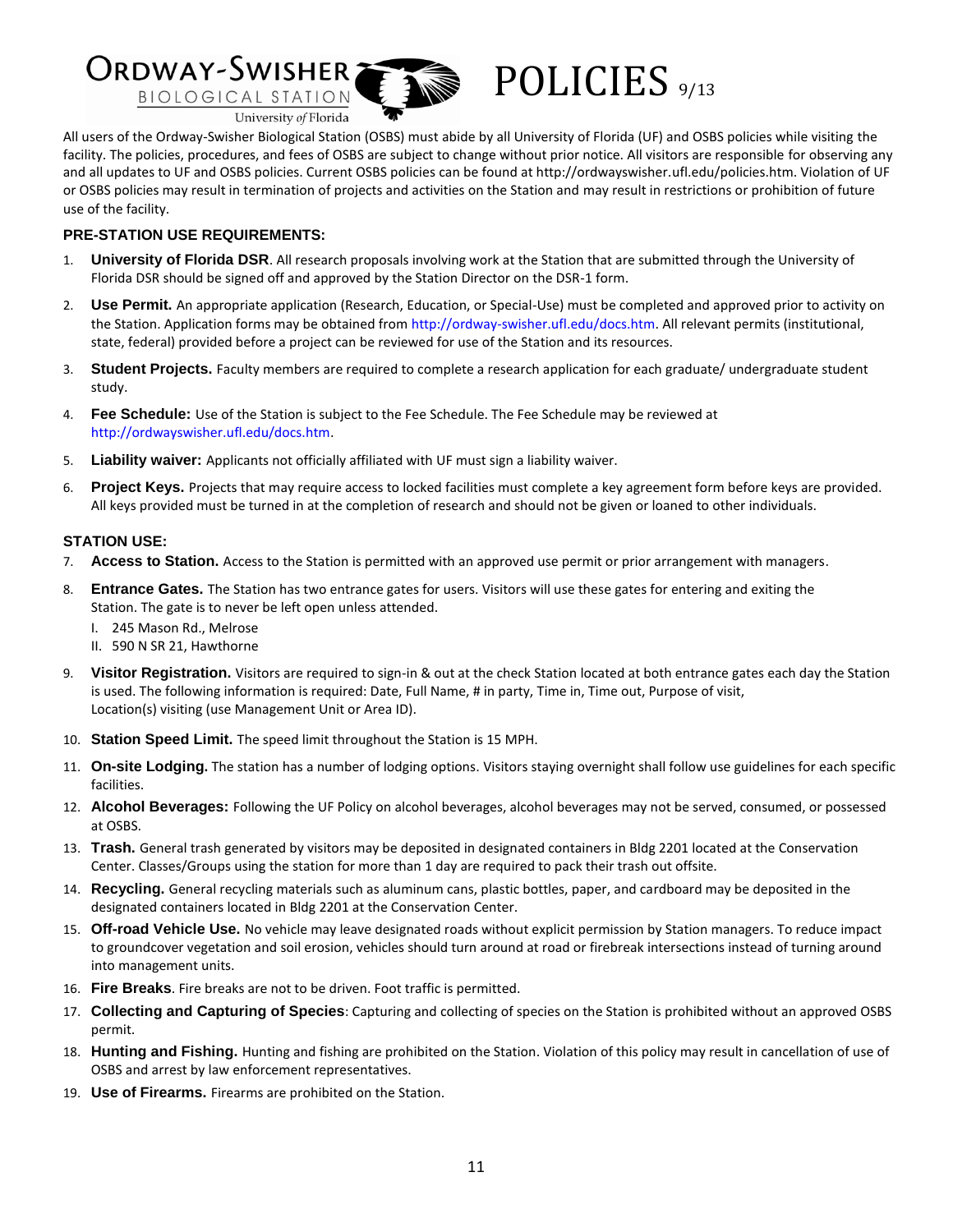# ORDWAY-SWISHER BIOLOGICAL STATION University of Florida POLICIES 9/13

All users of the Ordway-Swisher Biological Station (OSBS) must abide by all University of Florida (UF) and OSBS policies while visiting the facility. The policies, procedures, and fees of OSBS are subject to change without prior notice. All visitors are responsible for observing any and all updates to UF and OSBS policies. Current OSBS policies can be found at http://ordwayswisher.ufl.edu/policies.htm. Violation of UF or OSBS policies may result in termination of projects and activities on the Station and may result in restrictions or prohibition of future use of the facility.

## PRE-STATION USE REQUIREMENTS:

1. **University of Florida DSR**. All research proposals involving work at the Station that are submitted through the University of Florida DSR should be signed off and approved by the Station Director on the DSR-1 form.
2. **Use Permit.** An appropriate application (Research, Education, or Special-Use) must be completed and approved prior to activity on the Station. Application forms may be obtained from http://ordway-swisher.ufl.edu/docs.htm. All relevant permits (institutional, state, federal) provided before a project can be reviewed for use of the Station and its resources.
3. **Student Projects.** Faculty members are required to complete a research application for each graduate/ undergraduate student study.
4. **Fee Schedule:** Use of the Station is subject to the Fee Schedule. The Fee Schedule may be reviewed at http://ordwayswisher.ufl.edu/docs.htm.
5. **Liability waiver:** Applicants not officially affiliated with UF must sign a liability waiver.
6. **Project Keys.** Projects that may require access to locked facilities must complete a key agreement form before keys are provided. All keys provided must be turned in at the completion of research and should not be given or loaned to other individuals.

## STATION USE:

7. **Access to Station.** Access to the Station is permitted with an approved use permit or prior arrangement with managers.
8. **Entrance Gates.** The Station has two entrance gates for users. Visitors will use these gates for entering and exiting the Station. The gate is to never be left open unless attended.
   I. 245 Mason Rd., Melrose
   II. 590 N SR 21, Hawthorne
9. **Visitor Registration.** Visitors are required to sign-in & out at the check Station located at both entrance gates each day the Station is used. The following information is required: Date, Full Name, # in party, Time in, Time out, Purpose of visit, Location(s) visiting (use Management Unit or Area ID).
10. **Station Speed Limit.** The speed limit throughout the Station is 15 MPH.
11. **On-site Lodging.** The station has a number of lodging options. Visitors staying overnight shall follow use guidelines for each specific facilities.
12. **Alcohol Beverages:** Following the UF Policy on alcohol beverages, alcohol beverages may not be served, consumed, or possessed at OSBS.
13. **Trash.** General trash generated by visitors may be deposited in designated containers in Bldg 2201 located at the Conservation Center. Classes/Groups using the station for more than 1 day are required to pack their trash out offsite.
14. **Recycling.** General recycling materials such as aluminum cans, plastic bottles, paper, and cardboard may be deposited in the designated containers located in Bldg 2201 at the Conservation Center.
15. **Off-road Vehicle Use.** No vehicle may leave designated roads without explicit permission by Station managers. To reduce impact to groundcover vegetation and soil erosion, vehicles should turn around at road or firebreak intersections instead of turning around into management units.
16. **Fire Breaks**. Fire breaks are not to be driven. Foot traffic is permitted.
17. **Collecting and Capturing of Species**: Capturing and collecting of species on the Station is prohibited without an approved OSBS permit.
18. **Hunting and Fishing.** Hunting and fishing are prohibited on the Station. Violation of this policy may result in cancellation of use of OSBS and arrest by law enforcement representatives.
19. **Use of Firearms.** Firearms are prohibited on the Station.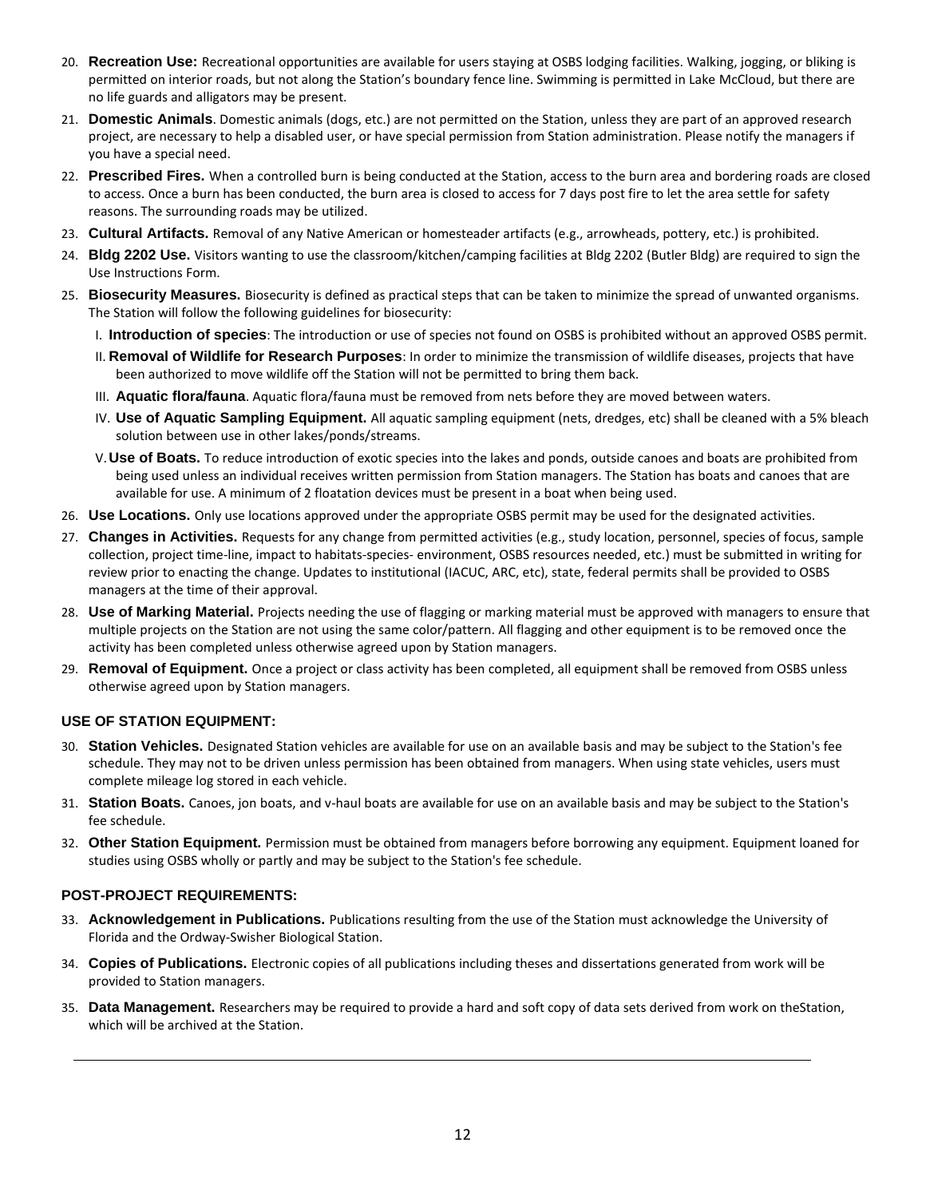20. **Recreation Use:** Recreational opportunities are available for users staying at OSBS lodging facilities. Walking, jogging, or bliking is permitted on interior roads, but not along the Station's boundary fence line. Swimming is permitted in Lake McCloud, but there are no life guards and alligators may be present.

21. **Domestic Animals**. Domestic animals (dogs, etc.) are not permitted on the Station, unless they are part of an approved research project, are necessary to help a disabled user, or have special permission from Station administration. Please notify the managers if you have a special need.

22. **Prescribed Fires.** When a controlled burn is being conducted at the Station, access to the burn area and bordering roads are closed to access. Once a burn has been conducted, the burn area is closed to access for 7 days post fire to let the area settle for safety reasons. The surrounding roads may be utilized.

23. **Cultural Artifacts.** Removal of any Native American or homesteader artifacts (e.g., arrowheads, pottery, etc.) is prohibited.

24. **Bldg 2202 Use.** Visitors wanting to use the classroom/kitchen/camping facilities at Bldg 2202 (Butler Bldg) are required to sign the Use Instructions Form.

25. **Biosecurity Measures.** Biosecurity is defined as practical steps that can be taken to minimize the spread of unwanted organisms. The Station will follow the following guidelines for biosecurity:

    I. **Introduction of species**: The introduction or use of species not found on OSBS is prohibited without an approved OSBS permit.

    II. **Removal of Wildlife for Research Purposes**: In order to minimize the transmission of wildlife diseases, projects that have been authorized to move wildlife off the Station will not be permitted to bring them back.

    III. **Aquatic flora/fauna**. Aquatic flora/fauna must be removed from nets before they are moved between waters.

    IV. **Use of Aquatic Sampling Equipment.** All aquatic sampling equipment (nets, dredges, etc) shall be cleaned with a 5% bleach solution between use in other lakes/ponds/streams.

    V. **Use of Boats.** To reduce introduction of exotic species into the lakes and ponds, outside canoes and boats are prohibited from being used unless an individual receives written permission from Station managers. The Station has boats and canoes that are available for use. A minimum of 2 floatation devices must be present in a boat when being used.

26. **Use Locations.** Only use locations approved under the appropriate OSBS permit may be used for the designated activities.

27. **Changes in Activities.** Requests for any change from permitted activities (e.g., study location, personnel, species of focus, sample collection, project time-line, impact to habitats-species- environment, OSBS resources needed, etc.) must be submitted in writing for review prior to enacting the change. Updates to institutional (IACUC, ARC, etc), state, federal permits shall be provided to OSBS managers at the time of their approval.

28. **Use of Marking Material.** Projects needing the use of flagging or marking material must be approved with managers to ensure that multiple projects on the Station are not using the same color/pattern. All flagging and other equipment is to be removed once the activity has been completed unless otherwise agreed upon by Station managers.

29. **Removal of Equipment.** Once a project or class activity has been completed, all equipment shall be removed from OSBS unless otherwise agreed upon by Station managers.

### USE OF STATION EQUIPMENT:

30. **Station Vehicles.** Designated Station vehicles are available for use on an available basis and may be subject to the Station's fee schedule. They may not to be driven unless permission has been obtained from managers. When using state vehicles, users must complete mileage log stored in each vehicle.

31. **Station Boats.** Canoes, jon boats, and v-haul boats are available for use on an available basis and may be subject to the Station's fee schedule.

32. **Other Station Equipment.** Permission must be obtained from managers before borrowing any equipment. Equipment loaned for studies using OSBS wholly or partly and may be subject to the Station's fee schedule.

### POST-PROJECT REQUIREMENTS:

33. **Acknowledgement in Publications.** Publications resulting from the use of the Station must acknowledge the University of Florida and the Ordway-Swisher Biological Station.

34. **Copies of Publications.** Electronic copies of all publications including theses and dissertations generated from work will be provided to Station managers.

35. **Data Management.** Researchers may be required to provide a hard and soft copy of data sets derived from work on theStation, which will be archived at the Station.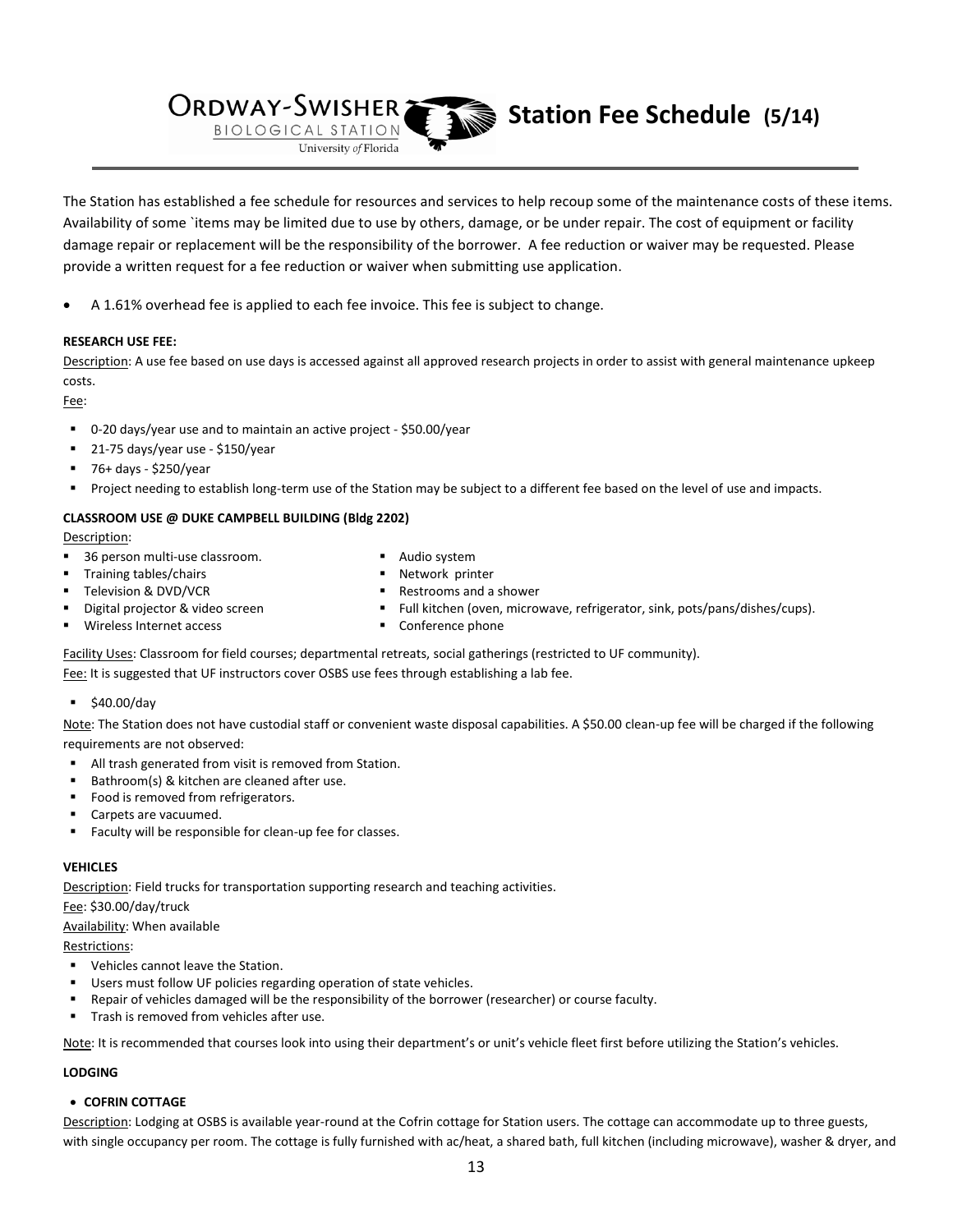# Station Fee Schedule (5/14)

The Station has established a fee schedule for resources and services to help recoup some of the maintenance costs of these items. Availability of some `items may be limited due to use by others, damage, or be under repair. The cost of equipment or facility damage repair or replacement will be the responsibility of the borrower. A fee reduction or waiver may be requested. Please provide a written request for a fee reduction or waiver when submitting use application.

- A 1.61% overhead fee is applied to each fee invoice. This fee is subject to change.

**RESEARCH USE FEE:**

Description: A use fee based on use days is accessed against all approved research projects in order to assist with general maintenance upkeep costs.

Fee:

- 0-20 days/year use and to maintain an active project - $50.00/year
- 21-75 days/year use - $150/year
- 76+ days - $250/year
- Project needing to establish long-term use of the Station may be subject to a different fee based on the level of use and impacts.

**CLASSROOM USE @ DUKE CAMPBELL BUILDING (Bldg 2202)**

Description:

- 36 person multi-use classroom.
- Training tables/chairs
- Television & DVD/VCR
- Digital projector & video screen
- Wireless Internet access
- Audio system
- Network printer
- Restrooms and a shower
- Full kitchen (oven, microwave, refrigerator, sink, pots/pans/dishes/cups).
- Conference phone

Facility Uses: Classroom for field courses; departmental retreats, social gatherings (restricted to UF community).

Fee: It is suggested that UF instructors cover OSBS use fees through establishing a lab fee.

- $40.00/day

Note: The Station does not have custodial staff or convenient waste disposal capabilities. A $50.00 clean-up fee will be charged if the following requirements are not observed:

- All trash generated from visit is removed from Station.
- Bathroom(s) & kitchen are cleaned after use.
- Food is removed from refrigerators.
- Carpets are vacuumed.
- Faculty will be responsible for clean-up fee for classes.

**VEHICLES**

Description: Field trucks for transportation supporting research and teaching activities.

Fee: $30.00/day/truck

Availability: When available

Restrictions:

- Vehicles cannot leave the Station.
- Users must follow UF policies regarding operation of state vehicles.
- Repair of vehicles damaged will be the responsibility of the borrower (researcher) or course faculty.
- Trash is removed from vehicles after use.

Note: It is recommended that courses look into using their department's or unit's vehicle fleet first before utilizing the Station's vehicles.

**LODGING**

- **COFRIN COTTAGE**

Description: Lodging at OSBS is available year-round at the Cofrin cottage for Station users. The cottage can accommodate up to three guests, with single occupancy per room. The cottage is fully furnished with ac/heat, a shared bath, full kitchen (including microwave), washer & dryer, and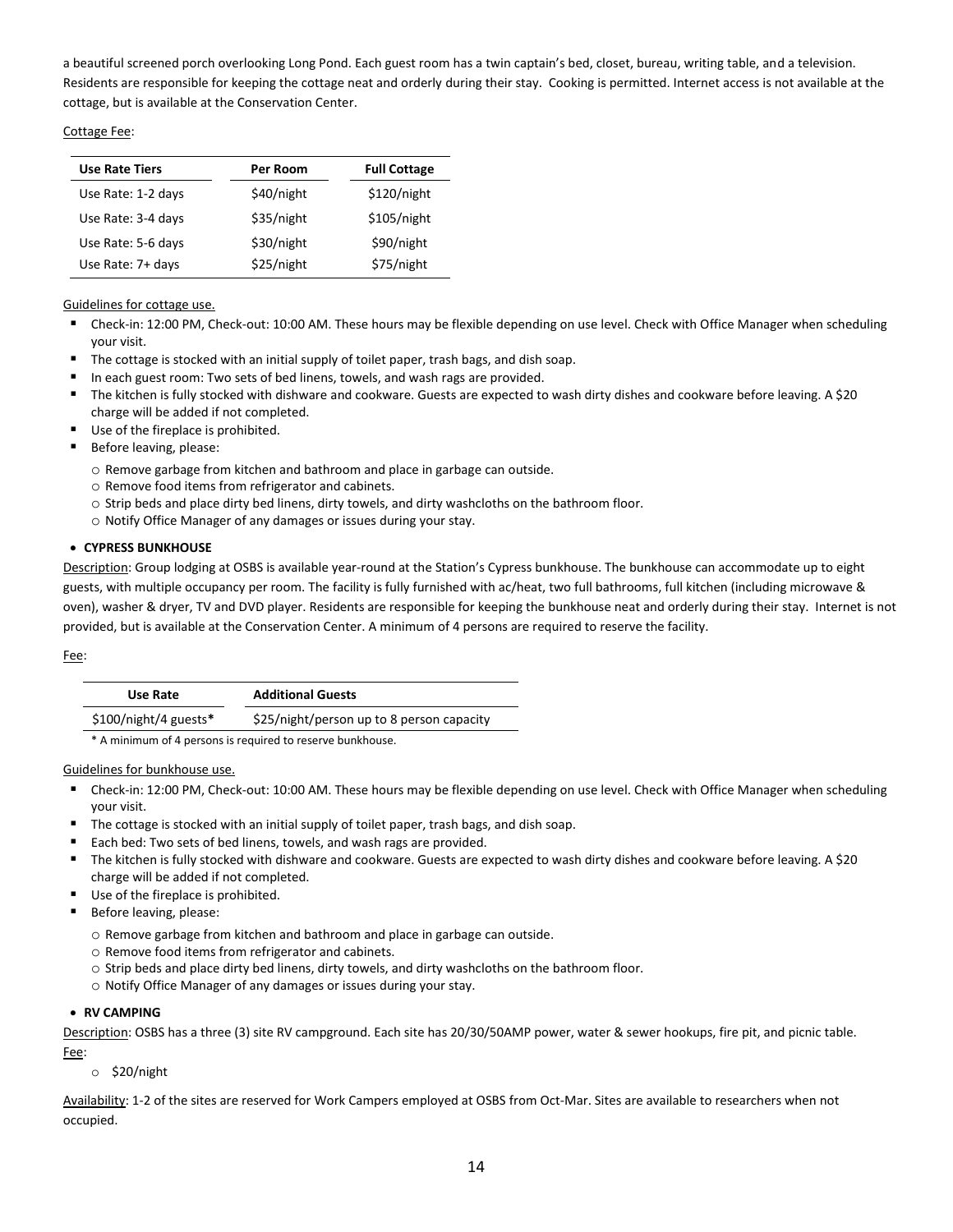a beautiful screened porch overlooking Long Pond. Each guest room has a twin captain's bed, closet, bureau, writing table, and a television. Residents are responsible for keeping the cottage neat and orderly during their stay. Cooking is permitted. Internet access is not available at the cottage, but is available at the Conservation Center.

Cottage Fee:

| Use Rate Tiers | Per Room | Full Cottage |
|---|---|---|
| Use Rate: 1-2 days | $40/night | $120/night |
| Use Rate: 3-4 days | $35/night | $105/night |
| Use Rate: 5-6 days | $30/night | $90/night |
| Use Rate: 7+ days | $25/night | $75/night |

Guidelines for cottage use.

- Check-in: 12:00 PM, Check-out: 10:00 AM. These hours may be flexible depending on use level. Check with Office Manager when scheduling your visit.
- The cottage is stocked with an initial supply of toilet paper, trash bags, and dish soap.
- In each guest room: Two sets of bed linens, towels, and wash rags are provided.
- The kitchen is fully stocked with dishware and cookware. Guests are expected to wash dirty dishes and cookware before leaving. A $20 charge will be added if not completed.
- Use of the fireplace is prohibited.
- Before leaving, please:
  - Remove garbage from kitchen and bathroom and place in garbage can outside.
  - Remove food items from refrigerator and cabinets.
  - Strip beds and place dirty bed linens, dirty towels, and dirty washcloths on the bathroom floor.
  - Notify Office Manager of any damages or issues during your stay.

- **CYPRESS BUNKHOUSE**

Description: Group lodging at OSBS is available year-round at the Station's Cypress bunkhouse. The bunkhouse can accommodate up to eight guests, with multiple occupancy per room. The facility is fully furnished with ac/heat, two full bathrooms, full kitchen (including microwave & oven), washer & dryer, TV and DVD player. Residents are responsible for keeping the bunkhouse neat and orderly during their stay. Internet is not provided, but is available at the Conservation Center. A minimum of 4 persons are required to reserve the facility.

Fee:

| Use Rate | Additional Guests |
|---|---|
| $100/night/4 guests* | $25/night/person up to 8 person capacity |

\* A minimum of 4 persons is required to reserve bunkhouse.

Guidelines for bunkhouse use.

- Check-in: 12:00 PM, Check-out: 10:00 AM. These hours may be flexible depending on use level. Check with Office Manager when scheduling your visit.
- The cottage is stocked with an initial supply of toilet paper, trash bags, and dish soap.
- Each bed: Two sets of bed linens, towels, and wash rags are provided.
- The kitchen is fully stocked with dishware and cookware. Guests are expected to wash dirty dishes and cookware before leaving. A $20 charge will be added if not completed.
- Use of the fireplace is prohibited.
- Before leaving, please:
  - Remove garbage from kitchen and bathroom and place in garbage can outside.
  - Remove food items from refrigerator and cabinets.
  - Strip beds and place dirty bed linens, dirty towels, and dirty washcloths on the bathroom floor.
  - Notify Office Manager of any damages or issues during your stay.

- **RV CAMPING**

Description: OSBS has a three (3) site RV campground. Each site has 20/30/50AMP power, water & sewer hookups, fire pit, and picnic table.

Fee:

- $20/night

Availability: 1-2 of the sites are reserved for Work Campers employed at OSBS from Oct-Mar. Sites are available to researchers when not occupied.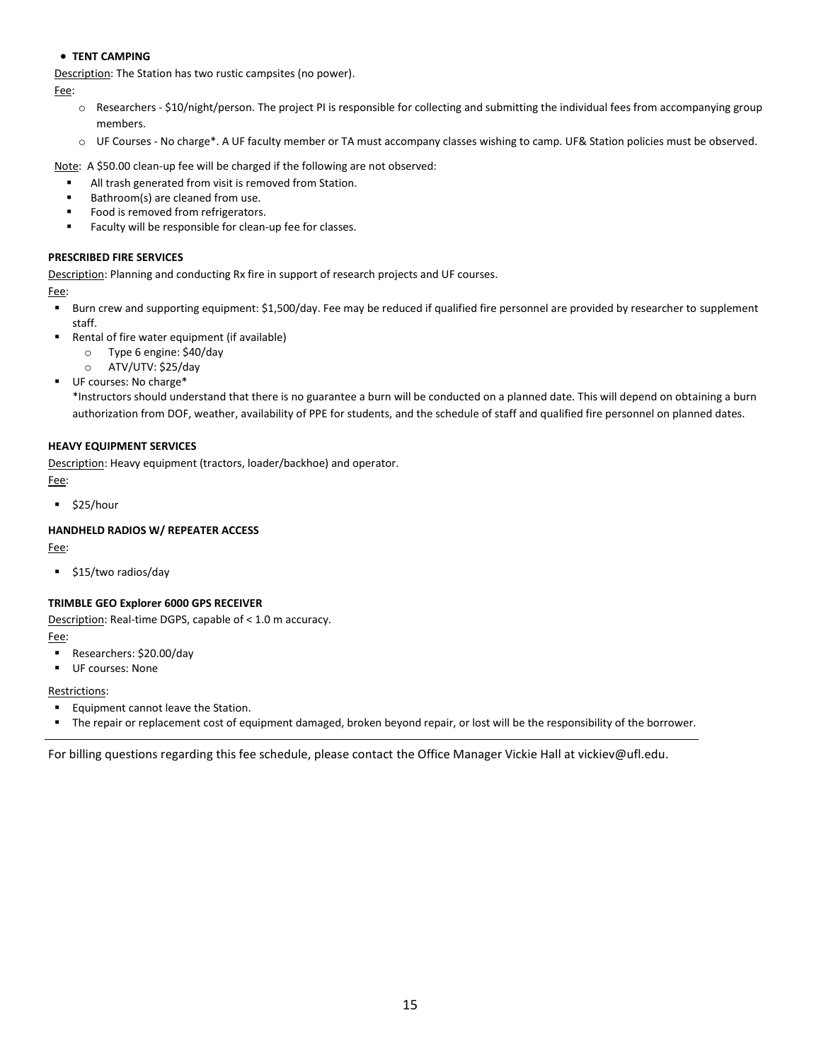- **TENT CAMPING**

Description: The Station has two rustic campsites (no power).

Fee:

- Researchers - $10/night/person. The project PI is responsible for collecting and submitting the individual fees from accompanying group members.
- UF Courses - No charge*. A UF faculty member or TA must accompany classes wishing to camp. UF& Station policies must be observed.

Note: A $50.00 clean-up fee will be charged if the following are not observed:

- All trash generated from visit is removed from Station.
- Bathroom(s) are cleaned from use.
- Food is removed from refrigerators.
- Faculty will be responsible for clean-up fee for classes.

**PRESCRIBED FIRE SERVICES**

Description: Planning and conducting Rx fire in support of research projects and UF courses.

Fee:

- Burn crew and supporting equipment: $1,500/day. Fee may be reduced if qualified fire personnel are provided by researcher to supplement staff.
- Rental of fire water equipment (if available)
  - Type 6 engine: $40/day
  - ATV/UTV: $25/day
- UF courses: No charge*

  *Instructors should understand that there is no guarantee a burn will be conducted on a planned date. This will depend on obtaining a burn authorization from DOF, weather, availability of PPE for students, and the schedule of staff and qualified fire personnel on planned dates.

**HEAVY EQUIPMENT SERVICES**

Description: Heavy equipment (tractors, loader/backhoe) and operator.

Fee:

- $25/hour

**HANDHELD RADIOS W/ REPEATER ACCESS**

Fee:

- $15/two radios/day

**TRIMBLE GEO Explorer 6000 GPS RECEIVER**

Description: Real-time DGPS, capable of < 1.0 m accuracy.

Fee:

- Researchers: $20.00/day
- UF courses: None

Restrictions:

- Equipment cannot leave the Station.
- The repair or replacement cost of equipment damaged, broken beyond repair, or lost will be the responsibility of the borrower.

---

For billing questions regarding this fee schedule, please contact the Office Manager Vickie Hall at vickiev@ufl.edu.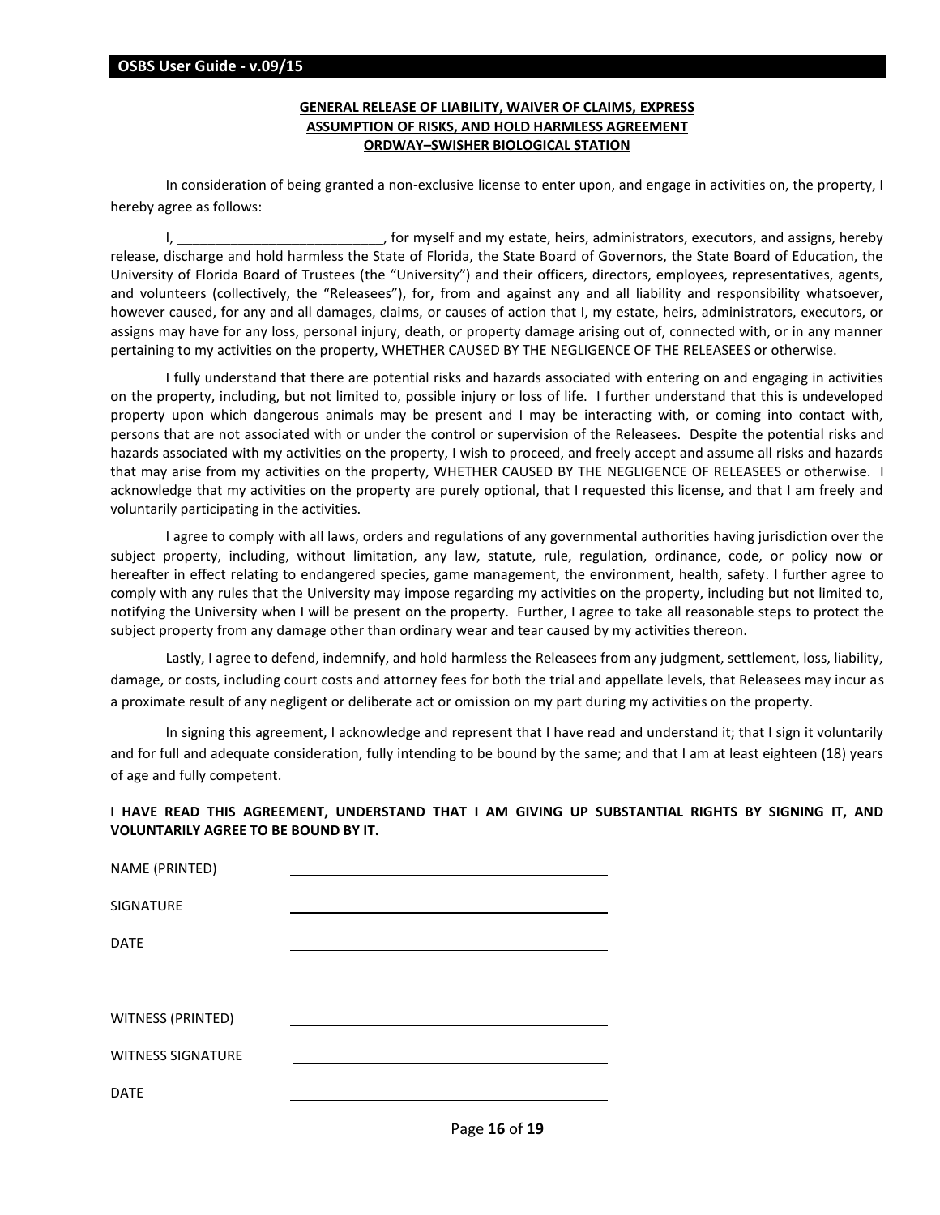## GENERAL RELEASE OF LIABILITY, WAIVER OF CLAIMS, EXPRESS ASSUMPTION OF RISKS, AND HOLD HARMLESS AGREEMENT ORDWAY–SWISHER BIOLOGICAL STATION

In consideration of being granted a non-exclusive license to enter upon, and engage in activities on, the property, I hereby agree as follows:

I, ___________________________, for myself and my estate, heirs, administrators, executors, and assigns, hereby release, discharge and hold harmless the State of Florida, the State Board of Governors, the State Board of Education, the University of Florida Board of Trustees (the "University") and their officers, directors, employees, representatives, agents, and volunteers (collectively, the "Releasees"), for, from and against any and all liability and responsibility whatsoever, however caused, for any and all damages, claims, or causes of action that I, my estate, heirs, administrators, executors, or assigns may have for any loss, personal injury, death, or property damage arising out of, connected with, or in any manner pertaining to my activities on the property, WHETHER CAUSED BY THE NEGLIGENCE OF THE RELEASEES or otherwise.

I fully understand that there are potential risks and hazards associated with entering on and engaging in activities on the property, including, but not limited to, possible injury or loss of life. I further understand that this is undeveloped property upon which dangerous animals may be present and I may be interacting with, or coming into contact with, persons that are not associated with or under the control or supervision of the Releasees. Despite the potential risks and hazards associated with my activities on the property, I wish to proceed, and freely accept and assume all risks and hazards that may arise from my activities on the property, WHETHER CAUSED BY THE NEGLIGENCE OF RELEASEES or otherwise. I acknowledge that my activities on the property are purely optional, that I requested this license, and that I am freely and voluntarily participating in the activities.

I agree to comply with all laws, orders and regulations of any governmental authorities having jurisdiction over the subject property, including, without limitation, any law, statute, rule, regulation, ordinance, code, or policy now or hereafter in effect relating to endangered species, game management, the environment, health, safety. I further agree to comply with any rules that the University may impose regarding my activities on the property, including but not limited to, notifying the University when I will be present on the property. Further, I agree to take all reasonable steps to protect the subject property from any damage other than ordinary wear and tear caused by my activities thereon.

Lastly, I agree to defend, indemnify, and hold harmless the Releasees from any judgment, settlement, loss, liability, damage, or costs, including court costs and attorney fees for both the trial and appellate levels, that Releasees may incur as a proximate result of any negligent or deliberate act or omission on my part during my activities on the property.

In signing this agreement, I acknowledge and represent that I have read and understand it; that I sign it voluntarily and for full and adequate consideration, fully intending to be bound by the same; and that I am at least eighteen (18) years of age and fully competent.

**I HAVE READ THIS AGREEMENT, UNDERSTAND THAT I AM GIVING UP SUBSTANTIAL RIGHTS BY SIGNING IT, AND VOLUNTARILY AGREE TO BE BOUND BY IT.**

NAME (PRINTED) ______________________________

SIGNATURE ______________________________

DATE ______________________________

WITNESS (PRINTED) ______________________________

WITNESS SIGNATURE ______________________________

DATE ______________________________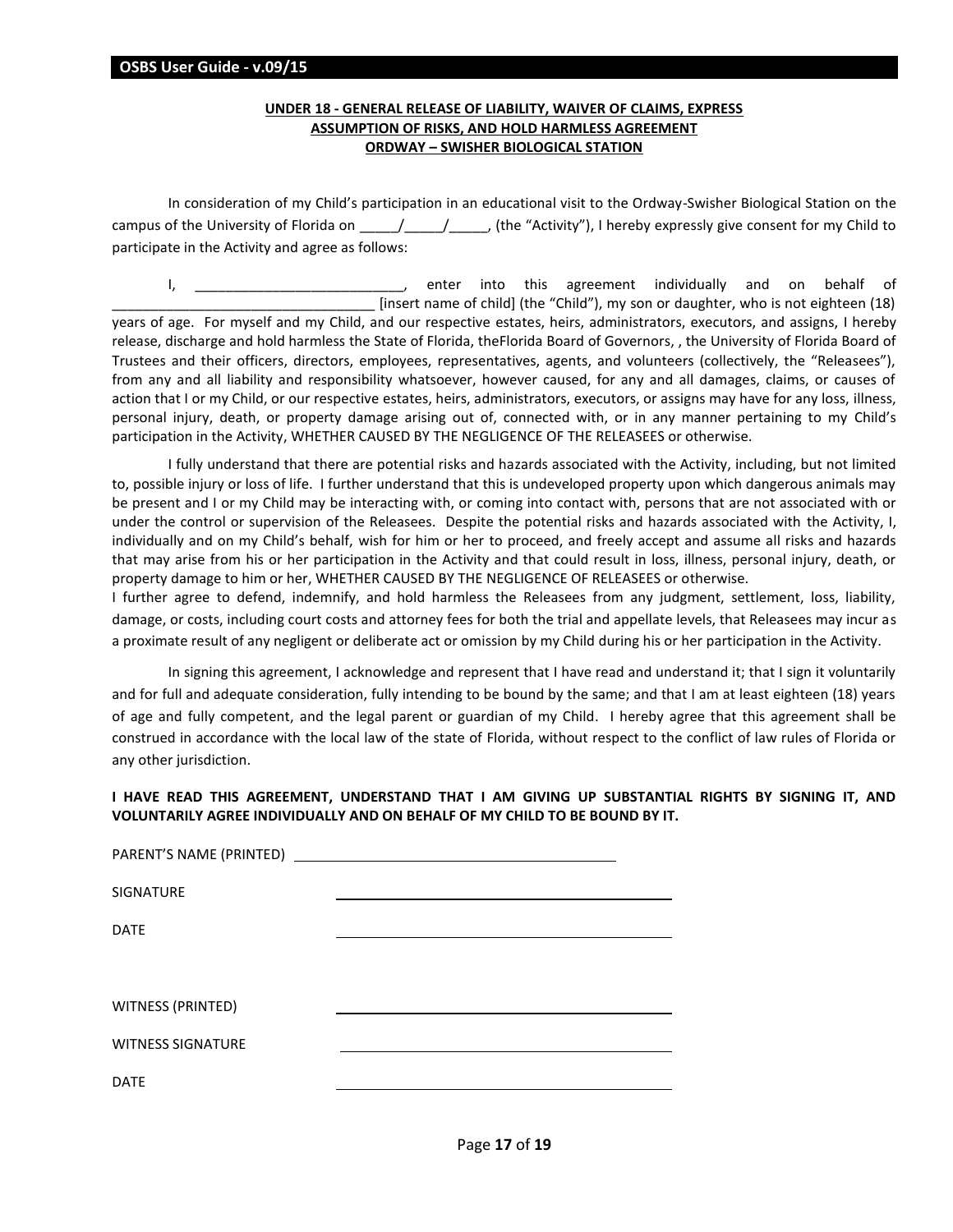**UNDER 18 - GENERAL RELEASE OF LIABILITY, WAIVER OF CLAIMS, EXPRESS ASSUMPTION OF RISKS, AND HOLD HARMLESS AGREEMENT**
**ORDWAY – SWISHER BIOLOGICAL STATION**

In consideration of my Child's participation in an educational visit to the Ordway-Swisher Biological Station on the campus of the University of Florida on _____/_____/_____, (the "Activity"), I hereby expressly give consent for my Child to participate in the Activity and agree as follows:

I, ___________________________, enter into this agreement individually and on behalf of __________________________________ [insert name of child] (the "Child"), my son or daughter, who is not eighteen (18) years of age. For myself and my Child, and our respective estates, heirs, administrators, executors, and assigns, I hereby release, discharge and hold harmless the State of Florida, theFlorida Board of Governors, , the University of Florida Board of Trustees and their officers, directors, employees, representatives, agents, and volunteers (collectively, the "Releasees"), from any and all liability and responsibility whatsoever, however caused, for any and all damages, claims, or causes of action that I or my Child, or our respective estates, heirs, administrators, executors, or assigns may have for any loss, illness, personal injury, death, or property damage arising out of, connected with, or in any manner pertaining to my Child's participation in the Activity, WHETHER CAUSED BY THE NEGLIGENCE OF THE RELEASEES or otherwise.

I fully understand that there are potential risks and hazards associated with the Activity, including, but not limited to, possible injury or loss of life. I further understand that this is undeveloped property upon which dangerous animals may be present and I or my Child may be interacting with, or coming into contact with, persons that are not associated with or under the control or supervision of the Releasees. Despite the potential risks and hazards associated with the Activity, I, individually and on my Child's behalf, wish for him or her to proceed, and freely accept and assume all risks and hazards that may arise from his or her participation in the Activity and that could result in loss, illness, personal injury, death, or property damage to him or her, WHETHER CAUSED BY THE NEGLIGENCE OF RELEASEES or otherwise.

I further agree to defend, indemnify, and hold harmless the Releasees from any judgment, settlement, loss, liability, damage, or costs, including court costs and attorney fees for both the trial and appellate levels, that Releasees may incur as a proximate result of any negligent or deliberate act or omission by my Child during his or her participation in the Activity.

In signing this agreement, I acknowledge and represent that I have read and understand it; that I sign it voluntarily and for full and adequate consideration, fully intending to be bound by the same; and that I am at least eighteen (18) years of age and fully competent, and the legal parent or guardian of my Child. I hereby agree that this agreement shall be construed in accordance with the local law of the state of Florida, without respect to the conflict of law rules of Florida or any other jurisdiction.

**I HAVE READ THIS AGREEMENT, UNDERSTAND THAT I AM GIVING UP SUBSTANTIAL RIGHTS BY SIGNING IT, AND VOLUNTARILY AGREE INDIVIDUALLY AND ON BEHALF OF MY CHILD TO BE BOUND BY IT.**

PARENT'S NAME (PRINTED) ________________________________________

SIGNATURE ________________________________________

DATE ________________________________________

WITNESS (PRINTED) ________________________________________

WITNESS SIGNATURE ________________________________________

DATE ________________________________________